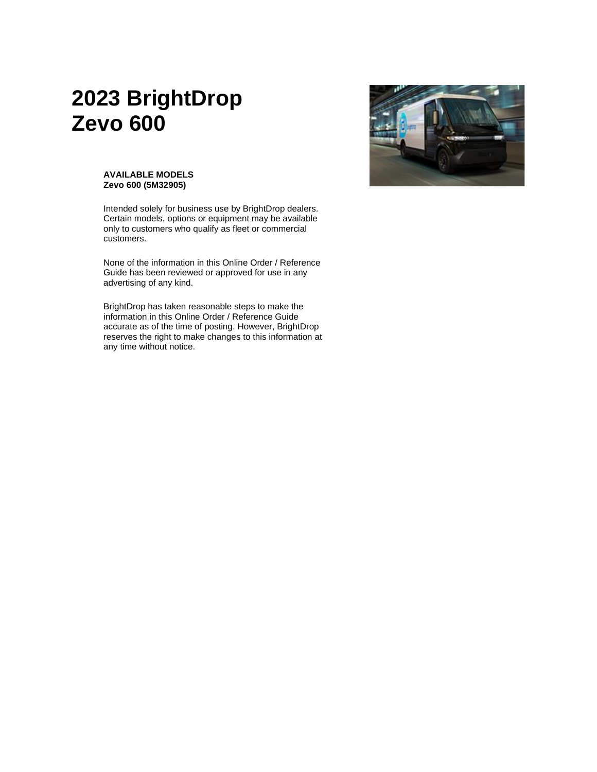# 2023 BrightDrop Zevo 600

**AVAILABLE MODELS**
**Zevo 600 (5M32905)**

Intended solely for business use by BrightDrop dealers. Certain models, options or equipment may be available only to customers who qualify as fleet or commercial customers.

None of the information in this Online Order / Reference Guide has been reviewed or approved for use in any advertising of any kind.

BrightDrop has taken reasonable steps to make the information in this Online Order / Reference Guide accurate as of the time of posting. However, BrightDrop reserves the right to make changes to this information at any time without notice.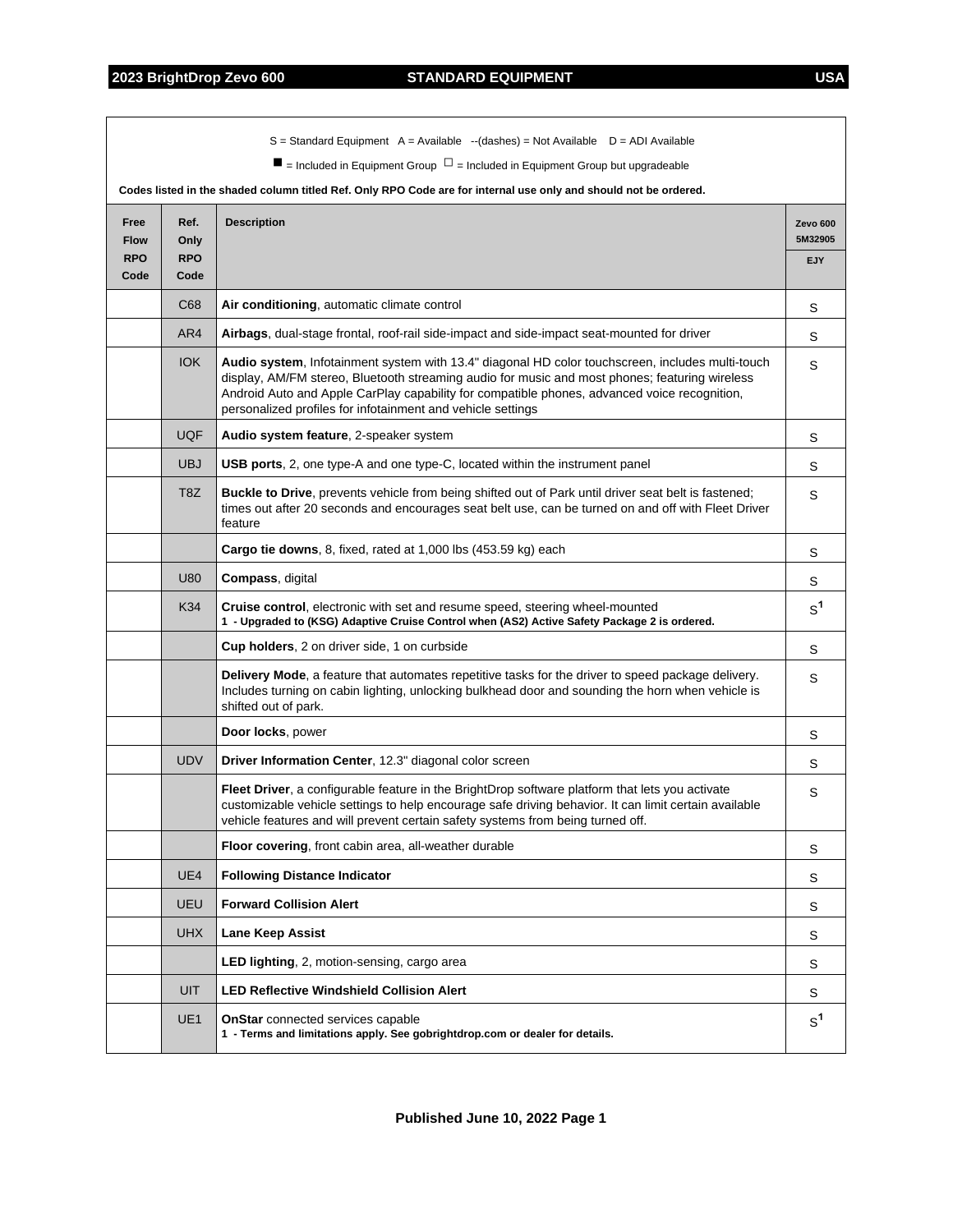S = Standard Equipment   A = Available   --(dashes) = Not Available   D = ADI Available

■ = Included in Equipment Group   □ = Included in Equipment Group but upgradeable

**Codes listed in the shaded column titled Ref. Only RPO Code are for internal use only and should not be ordered.**

| Free Flow RPO Code | Ref. Only RPO Code | Description | Zevo 600 5M32905 EJY |
|---|---|---|---|
| | C68 | **Air conditioning**, automatic climate control | S |
| | AR4 | **Airbags**, dual-stage frontal, roof-rail side-impact and side-impact seat-mounted for driver | S |
| | IOK | **Audio system**, Infotainment system with 13.4" diagonal HD color touchscreen, includes multi-touch display, AM/FM stereo, Bluetooth streaming audio for music and most phones; featuring wireless Android Auto and Apple CarPlay capability for compatible phones, advanced voice recognition, personalized profiles for infotainment and vehicle settings | S |
| | UQF | **Audio system feature**, 2-speaker system | S |
| | UBJ | **USB ports**, 2, one type-A and one type-C, located within the instrument panel | S |
| | T8Z | **Buckle to Drive**, prevents vehicle from being shifted out of Park until driver seat belt is fastened; times out after 20 seconds and encourages seat belt use, can be turned on and off with Fleet Driver feature | S |
| | | **Cargo tie downs**, 8, fixed, rated at 1,000 lbs (453.59 kg) each | S |
| | U80 | **Compass**, digital | S |
| | K34 | **Cruise control**, electronic with set and resume speed, steering wheel-mounted<br>**1 - Upgraded to (KSG) Adaptive Cruise Control when (AS2) Active Safety Package 2 is ordered.** | S[1] |
| | | **Cup holders**, 2 on driver side, 1 on curbside | S |
| | | **Delivery Mode**, a feature that automates repetitive tasks for the driver to speed package delivery. Includes turning on cabin lighting, unlocking bulkhead door and sounding the horn when vehicle is shifted out of park. | S |
| | | **Door locks**, power | S |
| | UDV | **Driver Information Center**, 12.3" diagonal color screen | S |
| | | **Fleet Driver**, a configurable feature in the BrightDrop software platform that lets you activate customizable vehicle settings to help encourage safe driving behavior. It can limit certain available vehicle features and will prevent certain safety systems from being turned off. | S |
| | | **Floor covering**, front cabin area, all-weather durable | S |
| | UE4 | **Following Distance Indicator** | S |
| | UEU | **Forward Collision Alert** | S |
| | UHX | **Lane Keep Assist** | S |
| | | **LED lighting**, 2, motion-sensing, cargo area | S |
| | UIT | **LED Reflective Windshield Collision Alert** | S |
| | UE1 | **OnStar** connected services capable<br>**1 - Terms and limitations apply. See gobrightdrop.com or dealer for details.** | S[1] |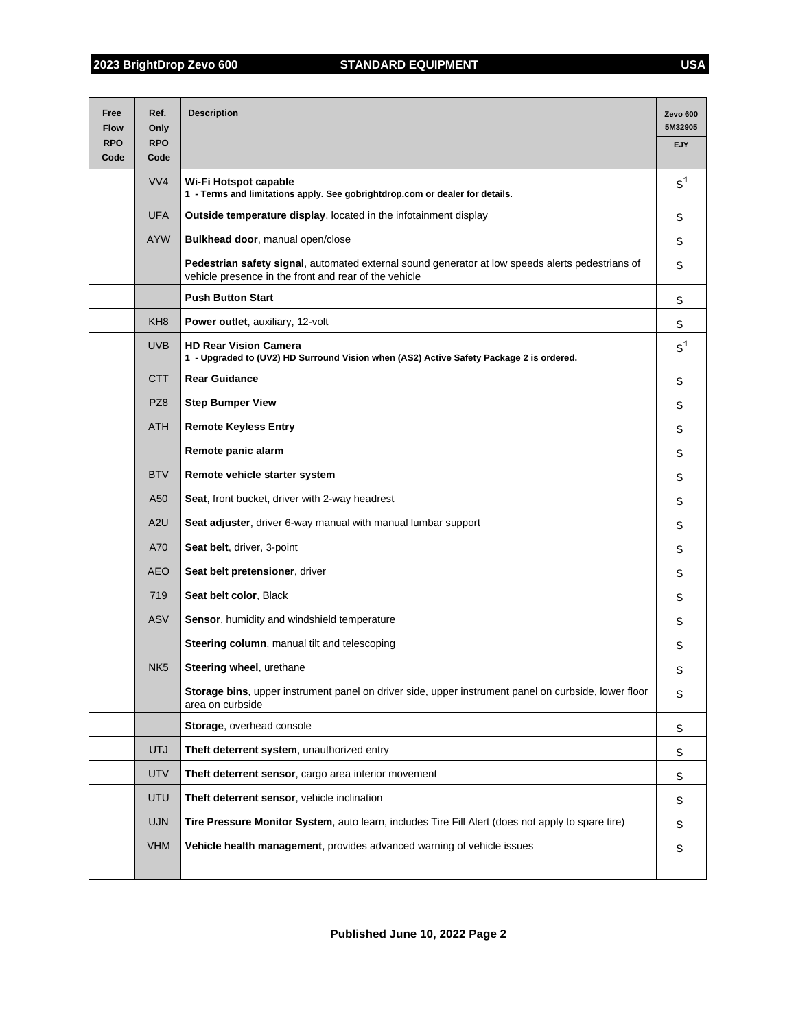| Free Flow RPO Code | Ref. Only RPO Code | Description | Zevo 600 5M32905 EJY |
|---|---|---|---|
| | VV4 | **Wi-Fi Hotspot capable** **1 - Terms and limitations apply. See gobrightdrop.com or dealer for details.** | S[1] |
| | UFA | **Outside temperature display**, located in the infotainment display | S |
| | AYW | **Bulkhead door**, manual open/close | S |
| | | **Pedestrian safety signal**, automated external sound generator at low speeds alerts pedestrians of vehicle presence in the front and rear of the vehicle | S |
| | | **Push Button Start** | S |
| | KH8 | **Power outlet**, auxiliary, 12-volt | S |
| | UVB | **HD Rear Vision Camera** **1 - Upgraded to (UV2) HD Surround Vision when (AS2) Active Safety Package 2 is ordered.** | S[1] |
| | CTT | **Rear Guidance** | S |
| | PZ8 | **Step Bumper View** | S |
| | ATH | **Remote Keyless Entry** | S |
| | | **Remote panic alarm** | S |
| | BTV | **Remote vehicle starter system** | S |
| | A50 | **Seat**, front bucket, driver with 2-way headrest | S |
| | A2U | **Seat adjuster**, driver 6-way manual with manual lumbar support | S |
| | A70 | **Seat belt**, driver, 3-point | S |
| | AEO | **Seat belt pretensioner**, driver | S |
| | 719 | **Seat belt color**, Black | S |
| | ASV | **Sensor**, humidity and windshield temperature | S |
| | | **Steering column**, manual tilt and telescoping | S |
| | NK5 | **Steering wheel**, urethane | S |
| | | **Storage bins**, upper instrument panel on driver side, upper instrument panel on curbside, lower floor area on curbside | S |
| | | **Storage**, overhead console | S |
| | UTJ | **Theft deterrent system**, unauthorized entry | S |
| | UTV | **Theft deterrent sensor**, cargo area interior movement | S |
| | UTU | **Theft deterrent sensor**, vehicle inclination | S |
| | UJN | **Tire Pressure Monitor System**, auto learn, includes Tire Fill Alert (does not apply to spare tire) | S |
| | VHM | **Vehicle health management**, provides advanced warning of vehicle issues | S |

**Published June 10, 2022**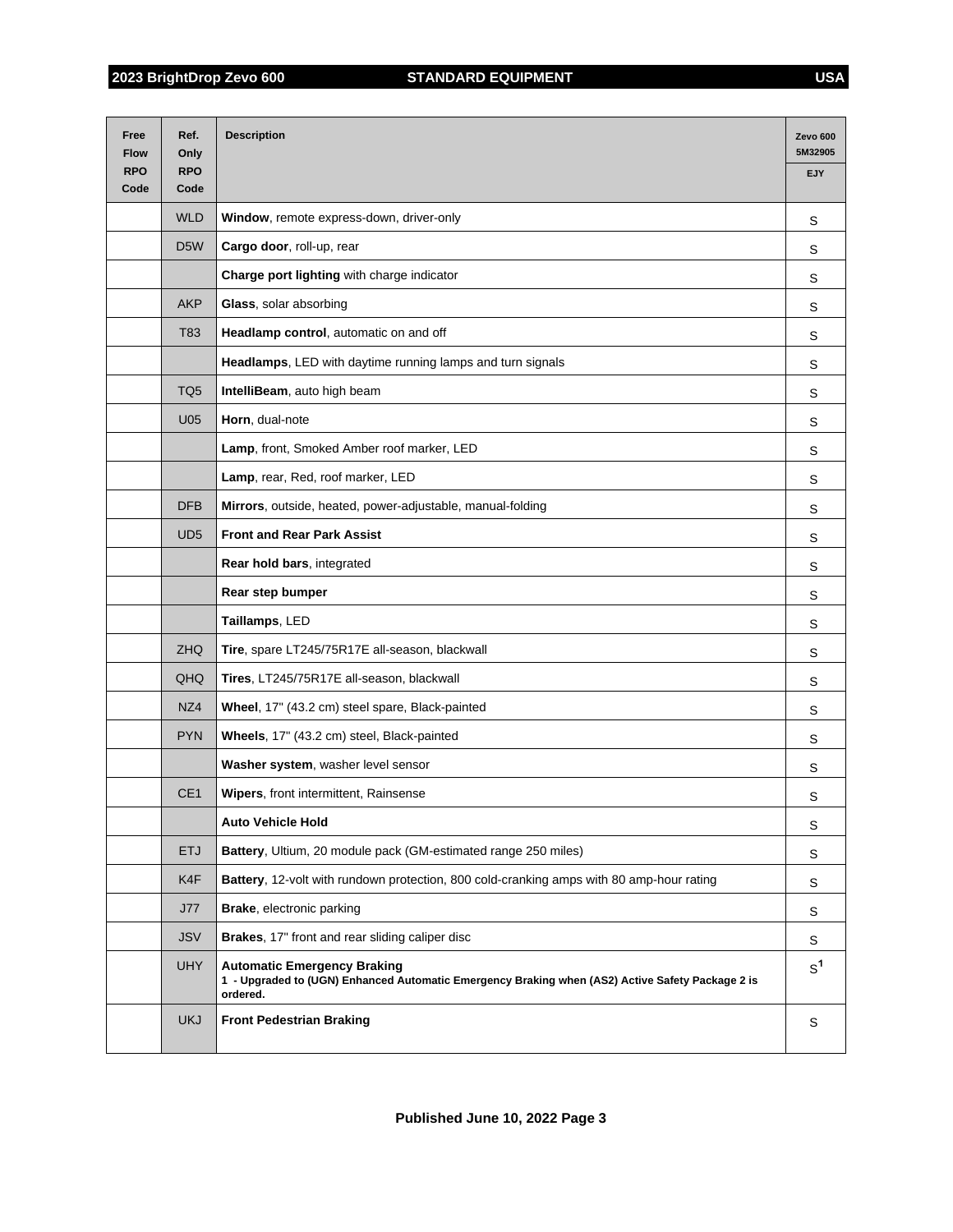| Free Flow RPO Code | Ref. Only RPO Code | Description | Zevo 600 5M32905 EJY |
|---|---|---|---|
| | WLD | **Window**, remote express-down, driver-only | S |
| | D5W | **Cargo door**, roll-up, rear | S |
| | | **Charge port lighting** with charge indicator | S |
| | AKP | **Glass**, solar absorbing | S |
| | T83 | **Headlamp control**, automatic on and off | S |
| | | **Headlamps**, LED with daytime running lamps and turn signals | S |
| | TQ5 | **IntelliBeam**, auto high beam | S |
| | U05 | **Horn**, dual-note | S |
| | | **Lamp**, front, Smoked Amber roof marker, LED | S |
| | | **Lamp**, rear, Red, roof marker, LED | S |
| | DFB | **Mirrors**, outside, heated, power-adjustable, manual-folding | S |
| | UD5 | **Front and Rear Park Assist** | S |
| | | **Rear hold bars**, integrated | S |
| | | **Rear step bumper** | S |
| | | **Taillamps**, LED | S |
| | ZHQ | **Tire**, spare LT245/75R17E all-season, blackwall | S |
| | QHQ | **Tires**, LT245/75R17E all-season, blackwall | S |
| | NZ4 | **Wheel**, 17" (43.2 cm) steel spare, Black-painted | S |
| | PYN | **Wheels**, 17" (43.2 cm) steel, Black-painted | S |
| | | **Washer system**, washer level sensor | S |
| | CE1 | **Wipers**, front intermittent, Rainsense | S |
| | | **Auto Vehicle Hold** | S |
| | ETJ | **Battery**, Ultium, 20 module pack (GM-estimated range 250 miles) | S |
| | K4F | **Battery**, 12-volt with rundown protection, 800 cold-cranking amps with 80 amp-hour rating | S |
| | J77 | **Brake**, electronic parking | S |
| | JSV | **Brakes**, 17" front and rear sliding caliper disc | S |
| | UHY | **Automatic Emergency Braking** **1 - Upgraded to (UGN) Enhanced Automatic Emergency Braking when (AS2) Active Safety Package 2 is ordered.** | S[1] |
| | UKJ | **Front Pedestrian Braking** | S |

**Published June 10, 2022**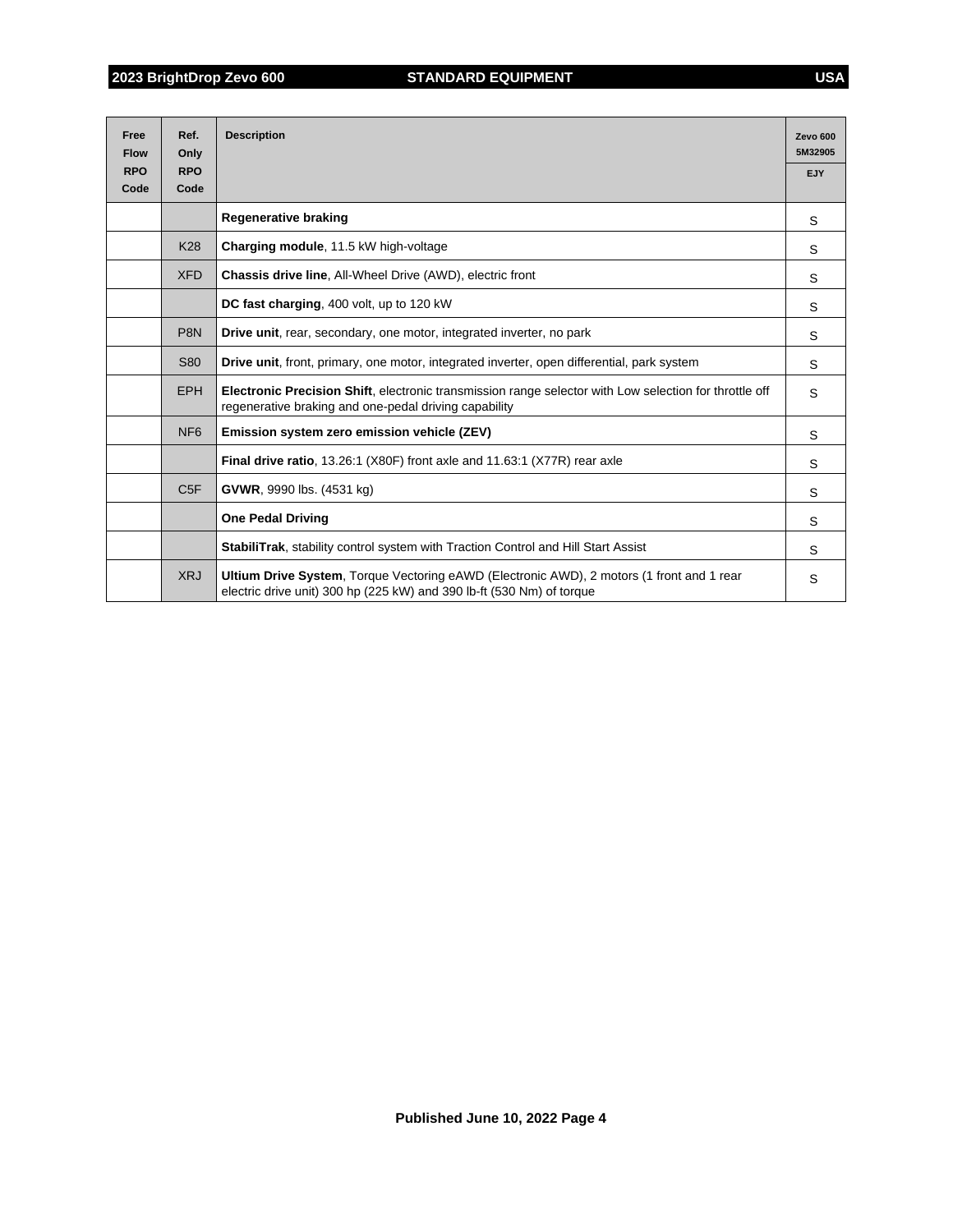| Free Flow RPO Code | Ref. Only RPO Code | Description | Zevo 600 5M32905 EJY |
|---|---|---|---|
| | | **Regenerative braking** | S |
| | K28 | **Charging module**, 11.5 kW high-voltage | S |
| | XFD | **Chassis drive line**, All-Wheel Drive (AWD), electric front | S |
| | | **DC fast charging**, 400 volt, up to 120 kW | S |
| | P8N | **Drive unit**, rear, secondary, one motor, integrated inverter, no park | S |
| | S80 | **Drive unit**, front, primary, one motor, integrated inverter, open differential, park system | S |
| | EPH | **Electronic Precision Shift**, electronic transmission range selector with Low selection for throttle off regenerative braking and one-pedal driving capability | S |
| | NF6 | **Emission system zero emission vehicle (ZEV)** | S |
| | | **Final drive ratio**, 13.26:1 (X80F) front axle and 11.63:1 (X77R) rear axle | S |
| | C5F | **GVWR**, 9990 lbs. (4531 kg) | S |
| | | **One Pedal Driving** | S |
| | | **StabiliTrak**, stability control system with Traction Control and Hill Start Assist | S |
| | XRJ | **Ultium Drive System**, Torque Vectoring eAWD (Electronic AWD), 2 motors (1 front and 1 rear electric drive unit) 300 hp (225 kW) and 390 lb-ft (530 Nm) of torque | S |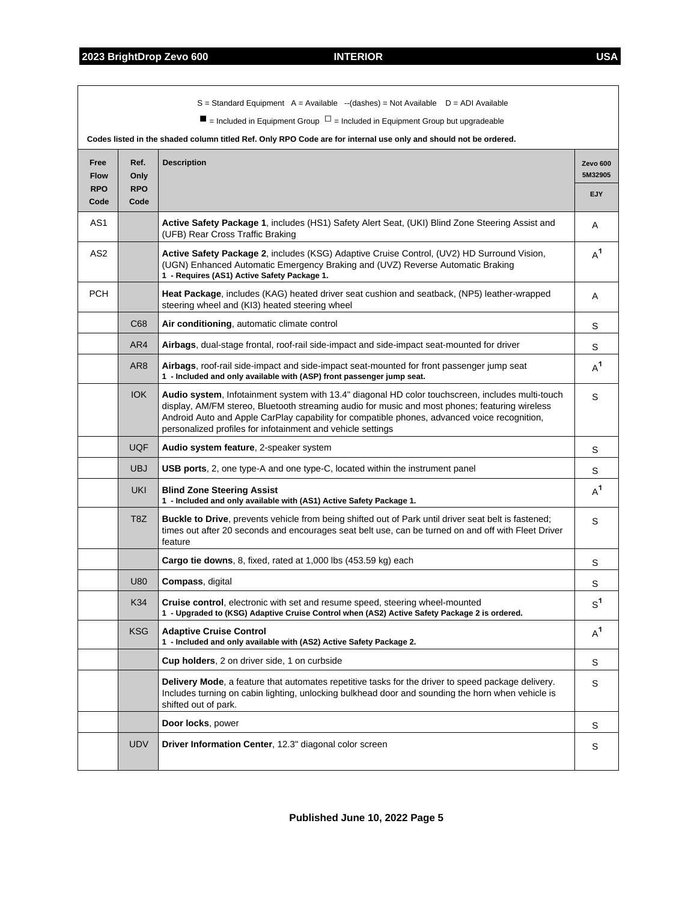S = Standard Equipment   A = Available   --(dashes) = Not Available   D = ADI Available

■ = Included in Equipment Group   □ = Included in Equipment Group but upgradeable

**Codes listed in the shaded column titled Ref. Only RPO Code are for internal use only and should not be ordered.**

| Free Flow RPO Code | Ref. Only RPO Code | Description | Zevo 600 5M32905 EJY |
|---|---|---|---|
| AS1 | | **Active Safety Package 1**, includes (HS1) Safety Alert Seat, (UKI) Blind Zone Steering Assist and (UFB) Rear Cross Traffic Braking | A |
| AS2 | | **Active Safety Package 2**, includes (KSG) Adaptive Cruise Control, (UV2) HD Surround Vision, (UGN) Enhanced Automatic Emergency Braking and (UVZ) Reverse Automatic Braking<br>**1 - Requires (AS1) Active Safety Package 1.** | A[1] |
| PCH | | **Heat Package**, includes (KAG) heated driver seat cushion and seatback, (NP5) leather-wrapped steering wheel and (KI3) heated steering wheel | A |
| | C68 | **Air conditioning**, automatic climate control | S |
| | AR4 | **Airbags**, dual-stage frontal, roof-rail side-impact and side-impact seat-mounted for driver | S |
| | AR8 | **Airbags**, roof-rail side-impact and side-impact seat-mounted for front passenger jump seat<br>**1 - Included and only available with (ASP) front passenger jump seat.** | A[1] |
| | IOK | **Audio system**, Infotainment system with 13.4" diagonal HD color touchscreen, includes multi-touch display, AM/FM stereo, Bluetooth streaming audio for music and most phones; featuring wireless Android Auto and Apple CarPlay capability for compatible phones, advanced voice recognition, personalized profiles for infotainment and vehicle settings | S |
| | UQF | **Audio system feature**, 2-speaker system | S |
| | UBJ | **USB ports**, 2, one type-A and one type-C, located within the instrument panel | S |
| | UKI | **Blind Zone Steering Assist**<br>**1 - Included and only available with (AS1) Active Safety Package 1.** | A[1] |
| | T8Z | **Buckle to Drive**, prevents vehicle from being shifted out of Park until driver seat belt is fastened; times out after 20 seconds and encourages seat belt use, can be turned on and off with Fleet Driver feature | S |
| | | **Cargo tie downs**, 8, fixed, rated at 1,000 lbs (453.59 kg) each | S |
| | U80 | **Compass**, digital | S |
| | K34 | **Cruise control**, electronic with set and resume speed, steering wheel-mounted<br>**1 - Upgraded to (KSG) Adaptive Cruise Control when (AS2) Active Safety Package 2 is ordered.** | S[1] |
| | KSG | **Adaptive Cruise Control**<br>**1 - Included and only available with (AS2) Active Safety Package 2.** | A[1] |
| | | **Cup holders**, 2 on driver side, 1 on curbside | S |
| | | **Delivery Mode**, a feature that automates repetitive tasks for the driver to speed package delivery. Includes turning on cabin lighting, unlocking bulkhead door and sounding the horn when vehicle is shifted out of park. | S |
| | | **Door locks**, power | S |
| | UDV | **Driver Information Center**, 12.3" diagonal color screen | S |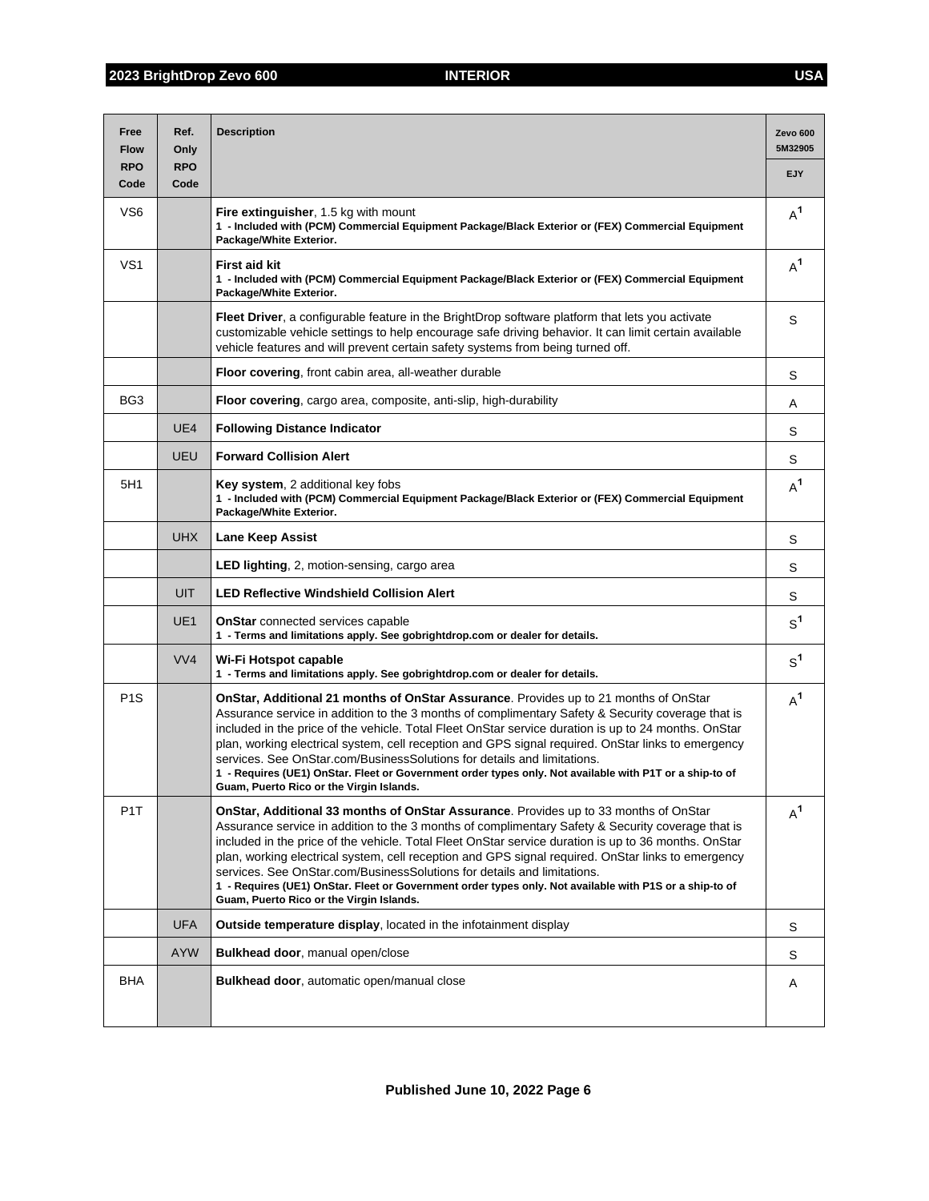| Free Flow RPO Code | Ref. Only RPO Code | Description | Zevo 600 5M32905 EJY |
|---|---|---|---|
| VS6 | | **Fire extinguisher**, 1.5 kg with mount<br>**1 - Included with (PCM) Commercial Equipment Package/Black Exterior or (FEX) Commercial Equipment Package/White Exterior.** | A[1] |
| VS1 | | **First aid kit**<br>**1 - Included with (PCM) Commercial Equipment Package/Black Exterior or (FEX) Commercial Equipment Package/White Exterior.** | A[1] |
| | | **Fleet Driver**, a configurable feature in the BrightDrop software platform that lets you activate customizable vehicle settings to help encourage safe driving behavior. It can limit certain available vehicle features and will prevent certain safety systems from being turned off. | S |
| | | **Floor covering**, front cabin area, all-weather durable | S |
| BG3 | | **Floor covering**, cargo area, composite, anti-slip, high-durability | A |
| | UE4 | **Following Distance Indicator** | S |
| | UEU | **Forward Collision Alert** | S |
| 5H1 | | **Key system**, 2 additional key fobs<br>**1 - Included with (PCM) Commercial Equipment Package/Black Exterior or (FEX) Commercial Equipment Package/White Exterior.** | A[1] |
| | UHX | **Lane Keep Assist** | S |
| | | **LED lighting**, 2, motion-sensing, cargo area | S |
| | UIT | **LED Reflective Windshield Collision Alert** | S |
| | UE1 | **OnStar** connected services capable<br>**1 - Terms and limitations apply. See gobrightdrop.com or dealer for details.** | S[1] |
| | VV4 | **Wi-Fi Hotspot capable**<br>**1 - Terms and limitations apply. See gobrightdrop.com or dealer for details.** | S[1] |
| P1S | | **OnStar, Additional 21 months of OnStar Assurance**. Provides up to 21 months of OnStar Assurance service in addition to the 3 months of complimentary Safety & Security coverage that is included in the price of the vehicle. Total Fleet OnStar service duration is up to 24 months. OnStar plan, working electrical system, cell reception and GPS signal required. OnStar links to emergency services. See OnStar.com/BusinessSolutions for details and limitations.<br>**1 - Requires (UE1) OnStar. Fleet or Government order types only. Not available with P1T or a ship-to of Guam, Puerto Rico or the Virgin Islands.** | A[1] |
| P1T | | **OnStar, Additional 33 months of OnStar Assurance**. Provides up to 33 months of OnStar Assurance service in addition to the 3 months of complimentary Safety & Security coverage that is included in the price of the vehicle. Total Fleet OnStar service duration is up to 36 months. OnStar plan, working electrical system, cell reception and GPS signal required. OnStar links to emergency services. See OnStar.com/BusinessSolutions for details and limitations.<br>**1 - Requires (UE1) OnStar. Fleet or Government order types only. Not available with P1S or a ship-to of Guam, Puerto Rico or the Virgin Islands.** | A[1] |
| | UFA | **Outside temperature display**, located in the infotainment display | S |
| | AYW | **Bulkhead door**, manual open/close | S |
| BHA | | **Bulkhead door**, automatic open/manual close | A |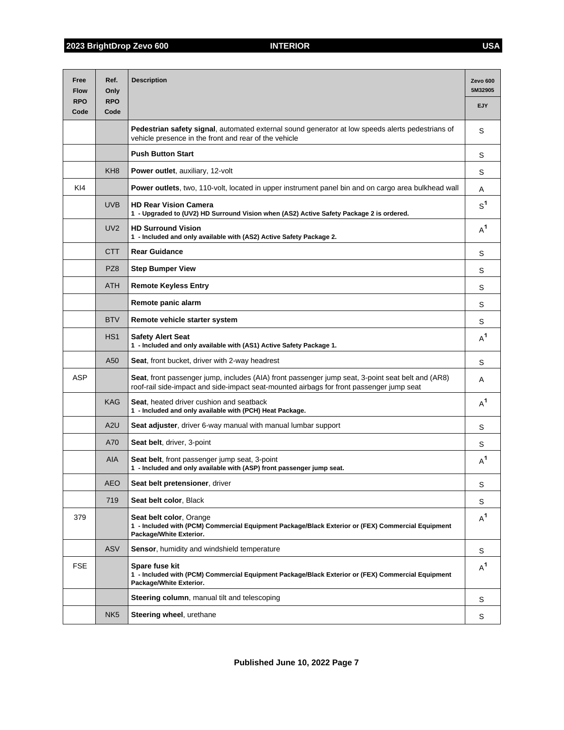| Free Flow RPO Code | Ref. Only RPO Code | Description | Zevo 600 5M32905 EJY |
|---|---|---|---|
| | | **Pedestrian safety signal**, automated external sound generator at low speeds alerts pedestrians of vehicle presence in the front and rear of the vehicle | S |
| | | **Push Button Start** | S |
| | KH8 | **Power outlet**, auxiliary, 12-volt | S |
| KI4 | | **Power outlets**, two, 110-volt, located in upper instrument panel bin and on cargo area bulkhead wall | A |
| | UVB | **HD Rear Vision Camera** **1 - Upgraded to (UV2) HD Surround Vision when (AS2) Active Safety Package 2 is ordered.** | S[1] |
| | UV2 | **HD Surround Vision** **1 - Included and only available with (AS2) Active Safety Package 2.** | A[1] |
| | CTT | **Rear Guidance** | S |
| | PZ8 | **Step Bumper View** | S |
| | ATH | **Remote Keyless Entry** | S |
| | | **Remote panic alarm** | S |
| | BTV | **Remote vehicle starter system** | S |
| | HS1 | **Safety Alert Seat** **1 - Included and only available with (AS1) Active Safety Package 1.** | A[1] |
| | A50 | **Seat**, front bucket, driver with 2-way headrest | S |
| ASP | | **Seat**, front passenger jump, includes (AIA) front passenger jump seat, 3-point seat belt and (AR8) roof-rail side-impact and side-impact seat-mounted airbags for front passenger jump seat | A |
| | KAG | **Seat**, heated driver cushion and seatback **1 - Included and only available with (PCH) Heat Package.** | A[1] |
| | A2U | **Seat adjuster**, driver 6-way manual with manual lumbar support | S |
| | A70 | **Seat belt**, driver, 3-point | S |
| | AIA | **Seat belt**, front passenger jump seat, 3-point **1 - Included and only available with (ASP) front passenger jump seat.** | A[1] |
| | AEO | **Seat belt pretensioner**, driver | S |
| | 719 | **Seat belt color**, Black | S |
| 379 | | **Seat belt color**, Orange **1 - Included with (PCM) Commercial Equipment Package/Black Exterior or (FEX) Commercial Equipment Package/White Exterior.** | A[1] |
| | ASV | **Sensor**, humidity and windshield temperature | S |
| FSE | | **Spare fuse kit** **1 - Included with (PCM) Commercial Equipment Package/Black Exterior or (FEX) Commercial Equipment Package/White Exterior.** | A[1] |
| | | **Steering column**, manual tilt and telescoping | S |
| | NK5 | **Steering wheel**, urethane | S |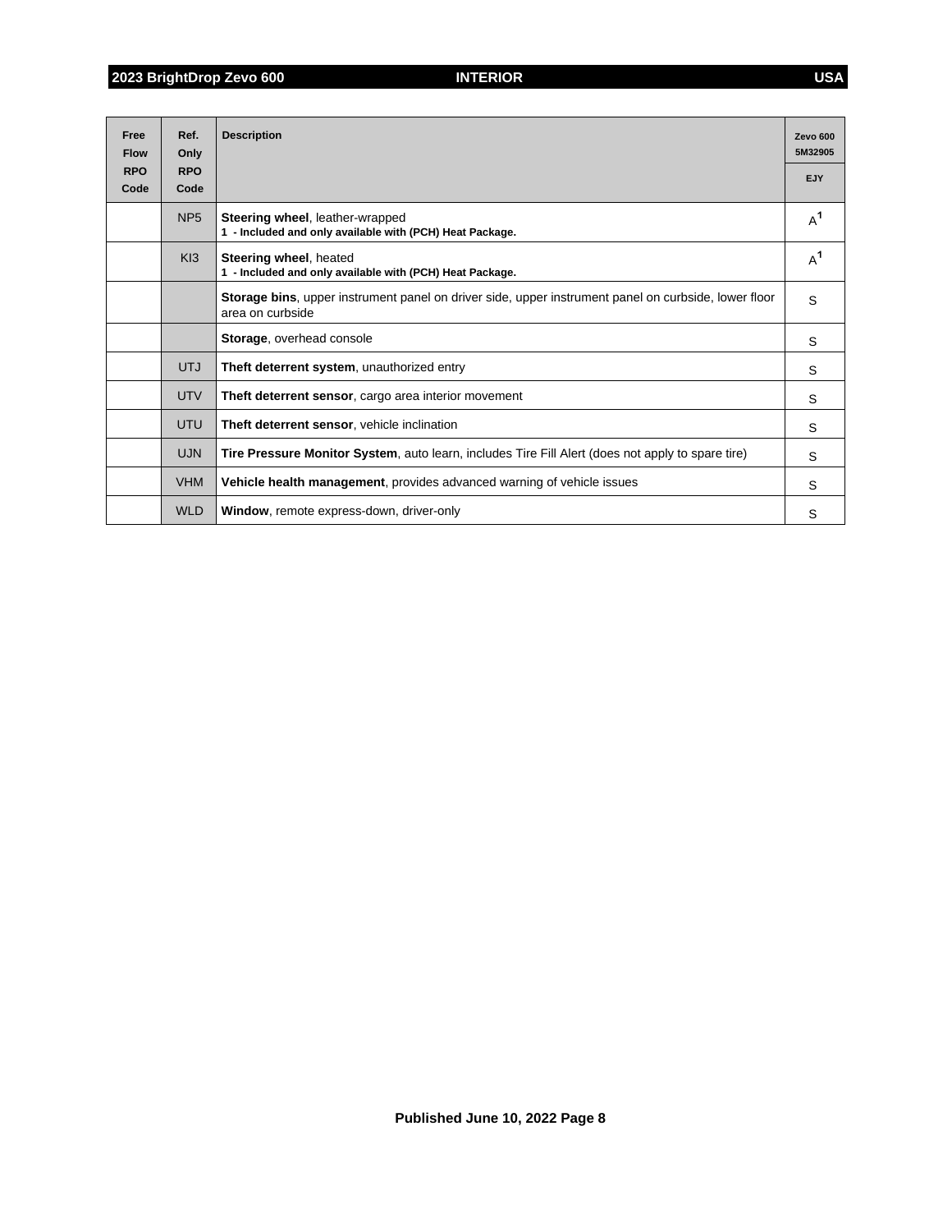| Free Flow RPO Code | Ref. Only RPO Code | Description | Zevo 600 5M32905 EJY |
|---|---|---|---|
| | NP5 | **Steering wheel**, leather-wrapped<br>**1 - Included and only available with (PCH) Heat Package.** | A[1] |
| | KI3 | **Steering wheel**, heated<br>**1 - Included and only available with (PCH) Heat Package.** | A[1] |
| | | **Storage bins**, upper instrument panel on driver side, upper instrument panel on curbside, lower floor area on curbside | S |
| | | **Storage**, overhead console | S |
| | UTJ | **Theft deterrent system**, unauthorized entry | S |
| | UTV | **Theft deterrent sensor**, cargo area interior movement | S |
| | UTU | **Theft deterrent sensor**, vehicle inclination | S |
| | UJN | **Tire Pressure Monitor System**, auto learn, includes Tire Fill Alert (does not apply to spare tire) | S |
| | VHM | **Vehicle health management**, provides advanced warning of vehicle issues | S |
| | WLD | **Window**, remote express-down, driver-only | S |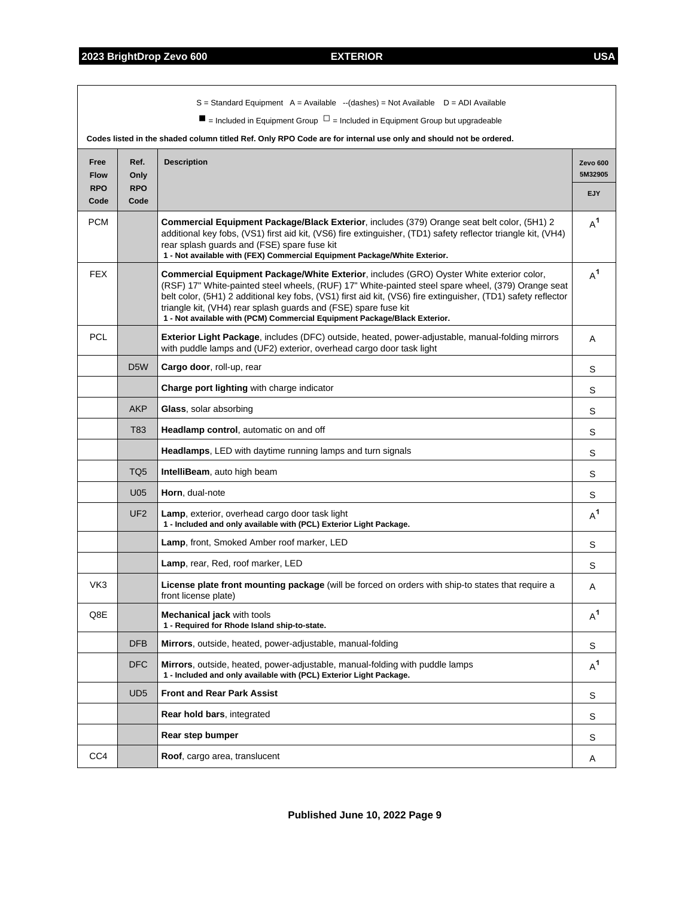S = Standard Equipment A = Available --(dashes) = Not Available D = ADI Available

■ = Included in Equipment Group □ = Included in Equipment Group but upgradeable

**Codes listed in the shaded column titled Ref. Only RPO Code are for internal use only and should not be ordered.**

| Free Flow RPO Code | Ref. Only RPO Code | Description | Zevo 600 5M32905 EJY |
|---|---|---|---|
| PCM | | **Commercial Equipment Package/Black Exterior**, includes (379) Orange seat belt color, (5H1) 2 additional key fobs, (VS1) first aid kit, (VS6) fire extinguisher, (TD1) safety reflector triangle kit, (VH4) rear splash guards and (FSE) spare fuse kit **1 - Not available with (FEX) Commercial Equipment Package/White Exterior.** | A[1] |
| FEX | | **Commercial Equipment Package/White Exterior**, includes (GRO) Oyster White exterior color, (RSF) 17" White-painted steel wheels, (RUF) 17" White-painted steel spare wheel, (379) Orange seat belt color, (5H1) 2 additional key fobs, (VS1) first aid kit, (VS6) fire extinguisher, (TD1) safety reflector triangle kit, (VH4) rear splash guards and (FSE) spare fuse kit **1 - Not available with (PCM) Commercial Equipment Package/Black Exterior.** | A[1] |
| PCL | | **Exterior Light Package**, includes (DFC) outside, heated, power-adjustable, manual-folding mirrors with puddle lamps and (UF2) exterior, overhead cargo door task light | A |
| | D5W | **Cargo door**, roll-up, rear | S |
| | | **Charge port lighting** with charge indicator | S |
| | AKP | **Glass**, solar absorbing | S |
| | T83 | **Headlamp control**, automatic on and off | S |
| | | **Headlamps**, LED with daytime running lamps and turn signals | S |
| | TQ5 | **IntelliBeam**, auto high beam | S |
| | U05 | **Horn**, dual-note | S |
| | UF2 | **Lamp**, exterior, overhead cargo door task light **1 - Included and only available with (PCL) Exterior Light Package.** | A[1] |
| | | **Lamp**, front, Smoked Amber roof marker, LED | S |
| | | **Lamp**, rear, Red, roof marker, LED | S |
| VK3 | | **License plate front mounting package** (will be forced on orders with ship-to states that require a front license plate) | A |
| Q8E | | **Mechanical jack** with tools **1 - Required for Rhode Island ship-to-state.** | A[1] |
| | DFB | **Mirrors**, outside, heated, power-adjustable, manual-folding | S |
| | DFC | **Mirrors**, outside, heated, power-adjustable, manual-folding with puddle lamps **1 - Included and only available with (PCL) Exterior Light Package.** | A[1] |
| | UD5 | **Front and Rear Park Assist** | S |
| | | **Rear hold bars**, integrated | S |
| | | **Rear step bumper** | S |
| CC4 | | **Roof**, cargo area, translucent | A |

**Published June 10, 2022**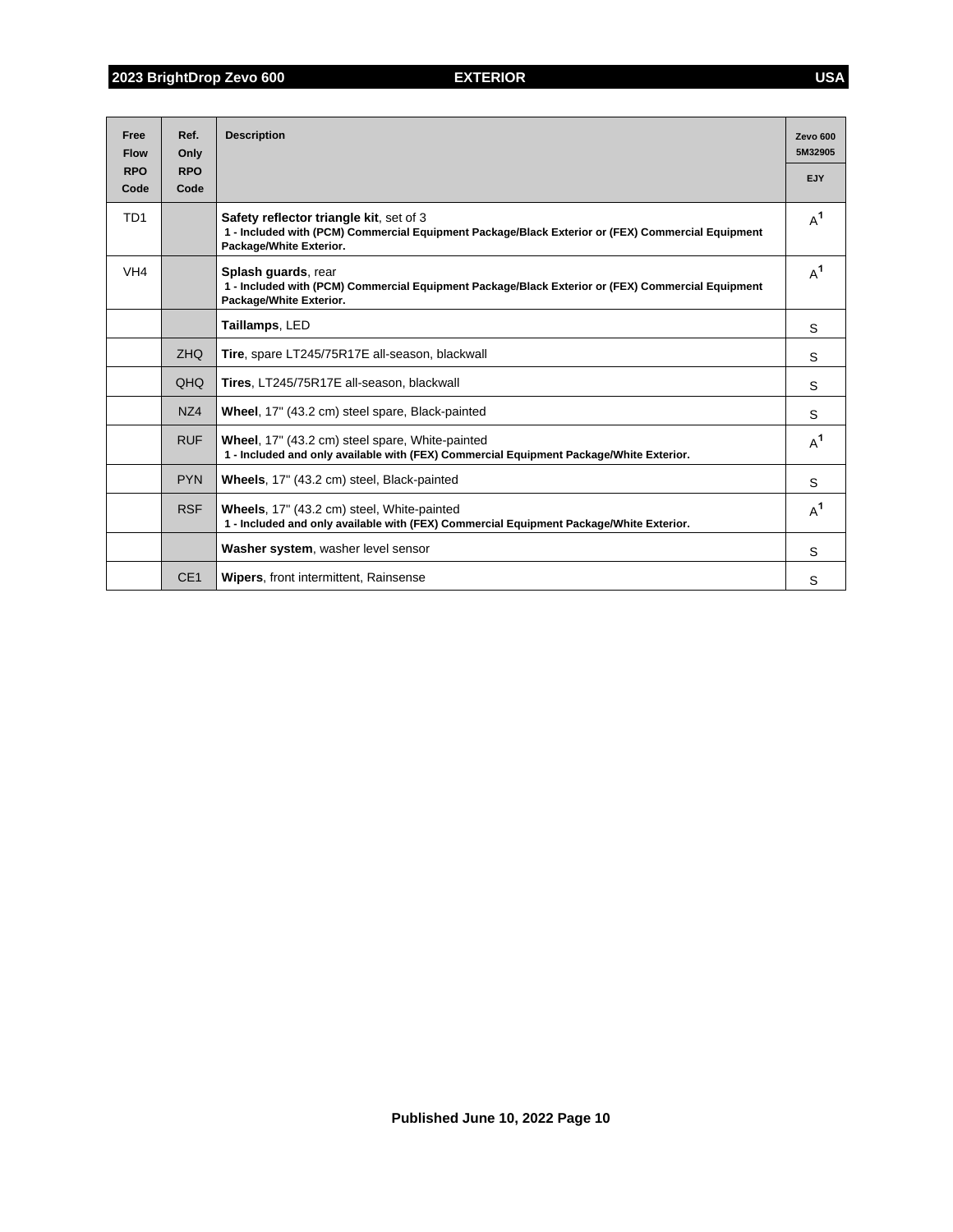| Free Flow RPO Code | Ref. Only RPO Code | Description | Zevo 600 5M32905 |
|---|---|---|---|
| | | | EJY |
| TD1 | | **Safety reflector triangle kit**, set of 3<br>**1 - Included with (PCM) Commercial Equipment Package/Black Exterior or (FEX) Commercial Equipment Package/White Exterior.** | A[1] |
| VH4 | | **Splash guards**, rear<br>**1 - Included with (PCM) Commercial Equipment Package/Black Exterior or (FEX) Commercial Equipment Package/White Exterior.** | A[1] |
| | | **Taillamps**, LED | S |
| | ZHQ | **Tire**, spare LT245/75R17E all-season, blackwall | S |
| | QHQ | **Tires**, LT245/75R17E all-season, blackwall | S |
| | NZ4 | **Wheel**, 17" (43.2 cm) steel spare, Black-painted | S |
| | RUF | **Wheel**, 17" (43.2 cm) steel spare, White-painted<br>**1 - Included and only available with (FEX) Commercial Equipment Package/White Exterior.** | A[1] |
| | PYN | **Wheels**, 17" (43.2 cm) steel, Black-painted | S |
| | RSF | **Wheels**, 17" (43.2 cm) steel, White-painted<br>**1 - Included and only available with (FEX) Commercial Equipment Package/White Exterior.** | A[1] |
| | | **Washer system**, washer level sensor | S |
| | CE1 | **Wipers**, front intermittent, Rainsense | S |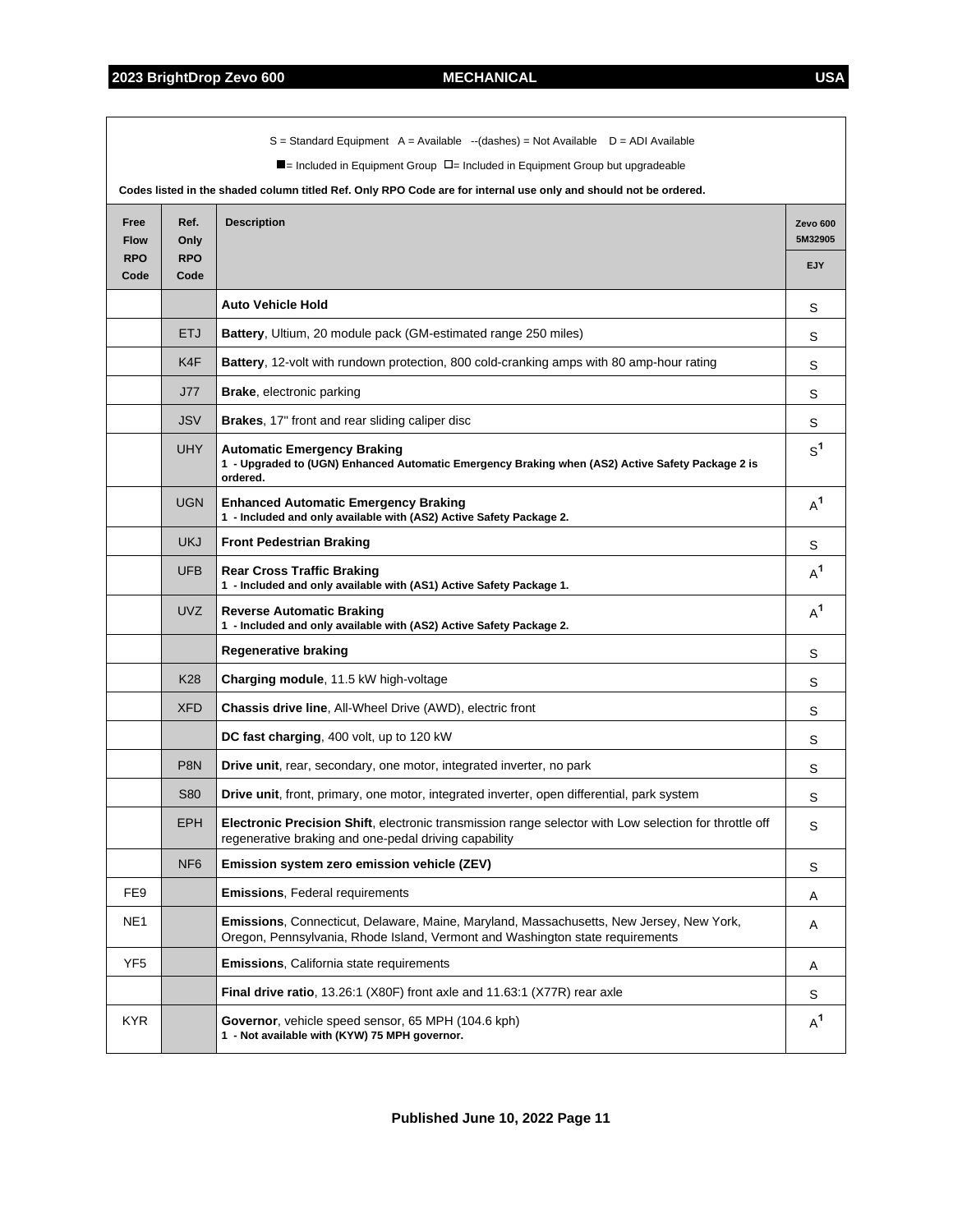S = Standard Equipment A = Available --(dashes) = Not Available D = ADI Available

■= Included in Equipment Group □= Included in Equipment Group but upgradeable

**Codes listed in the shaded column titled Ref. Only RPO Code are for internal use only and should not be ordered.**

| Free Flow RPO Code | Ref. Only RPO Code | Description | Zevo 600 5M32905 |
|---|---|---|---|
| | | | EJY |
| | | **Auto Vehicle Hold** | S |
| | ETJ | **Battery**, Ultium, 20 module pack (GM-estimated range 250 miles) | S |
| | K4F | **Battery**, 12-volt with rundown protection, 800 cold-cranking amps with 80 amp-hour rating | S |
| | J77 | **Brake**, electronic parking | S |
| | JSV | **Brakes**, 17" front and rear sliding caliper disc | S |
| | UHY | **Automatic Emergency Braking** **1 - Upgraded to (UGN) Enhanced Automatic Emergency Braking when (AS2) Active Safety Package 2 is ordered.** | S[1] |
| | UGN | **Enhanced Automatic Emergency Braking** **1 - Included and only available with (AS2) Active Safety Package 2.** | A[1] |
| | UKJ | **Front Pedestrian Braking** | S |
| | UFB | **Rear Cross Traffic Braking** **1 - Included and only available with (AS1) Active Safety Package 1.** | A[1] |
| | UVZ | **Reverse Automatic Braking** **1 - Included and only available with (AS2) Active Safety Package 2.** | A[1] |
| | | **Regenerative braking** | S |
| | K28 | **Charging module**, 11.5 kW high-voltage | S |
| | XFD | **Chassis drive line**, All-Wheel Drive (AWD), electric front | S |
| | | **DC fast charging**, 400 volt, up to 120 kW | S |
| | P8N | **Drive unit**, rear, secondary, one motor, integrated inverter, no park | S |
| | S80 | **Drive unit**, front, primary, one motor, integrated inverter, open differential, park system | S |
| | EPH | **Electronic Precision Shift**, electronic transmission range selector with Low selection for throttle off regenerative braking and one-pedal driving capability | S |
| | NF6 | **Emission system zero emission vehicle (ZEV)** | S |
| FE9 | | **Emissions**, Federal requirements | A |
| NE1 | | **Emissions**, Connecticut, Delaware, Maine, Maryland, Massachusetts, New Jersey, New York, Oregon, Pennsylvania, Rhode Island, Vermont and Washington state requirements | A |
| YF5 | | **Emissions**, California state requirements | A |
| | | **Final drive ratio**, 13.26:1 (X80F) front axle and 11.63:1 (X77R) rear axle | S |
| KYR | | **Governor**, vehicle speed sensor, 65 MPH (104.6 kph) **1 - Not available with (KYW) 75 MPH governor.** | A[1] |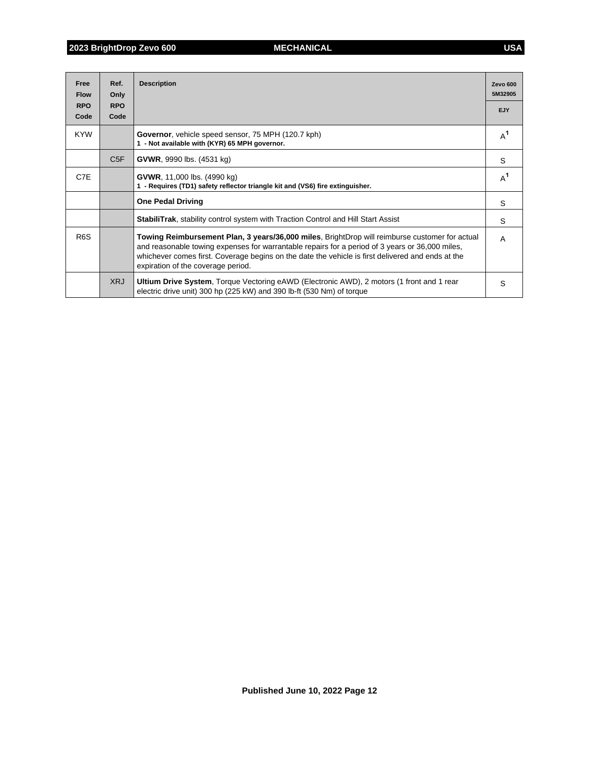| Free Flow RPO Code | Ref. Only RPO Code | Description | Zevo 600 5M32905 EJY |
|---|---|---|---|
| KYW | | **Governor**, vehicle speed sensor, 75 MPH (120.7 kph)<br>**1 - Not available with (KYR) 65 MPH governor.** | A[1] |
| | C5F | **GVWR**, 9990 lbs. (4531 kg) | S |
| C7E | | **GVWR**, 11,000 lbs. (4990 kg)<br>**1 - Requires (TD1) safety reflector triangle kit and (VS6) fire extinguisher.** | A[1] |
| | | **One Pedal Driving** | S |
| | | **StabiliTrak**, stability control system with Traction Control and Hill Start Assist | S |
| R6S | | **Towing Reimbursement Plan, 3 years/36,000 miles**, BrightDrop will reimburse customer for actual and reasonable towing expenses for warrantable repairs for a period of 3 years or 36,000 miles, whichever comes first. Coverage begins on the date the vehicle is first delivered and ends at the expiration of the coverage period. | A |
| | XRJ | **Ultium Drive System**, Torque Vectoring eAWD (Electronic AWD), 2 motors (1 front and 1 rear electric drive unit) 300 hp (225 kW) and 390 lb-ft (530 Nm) of torque | S |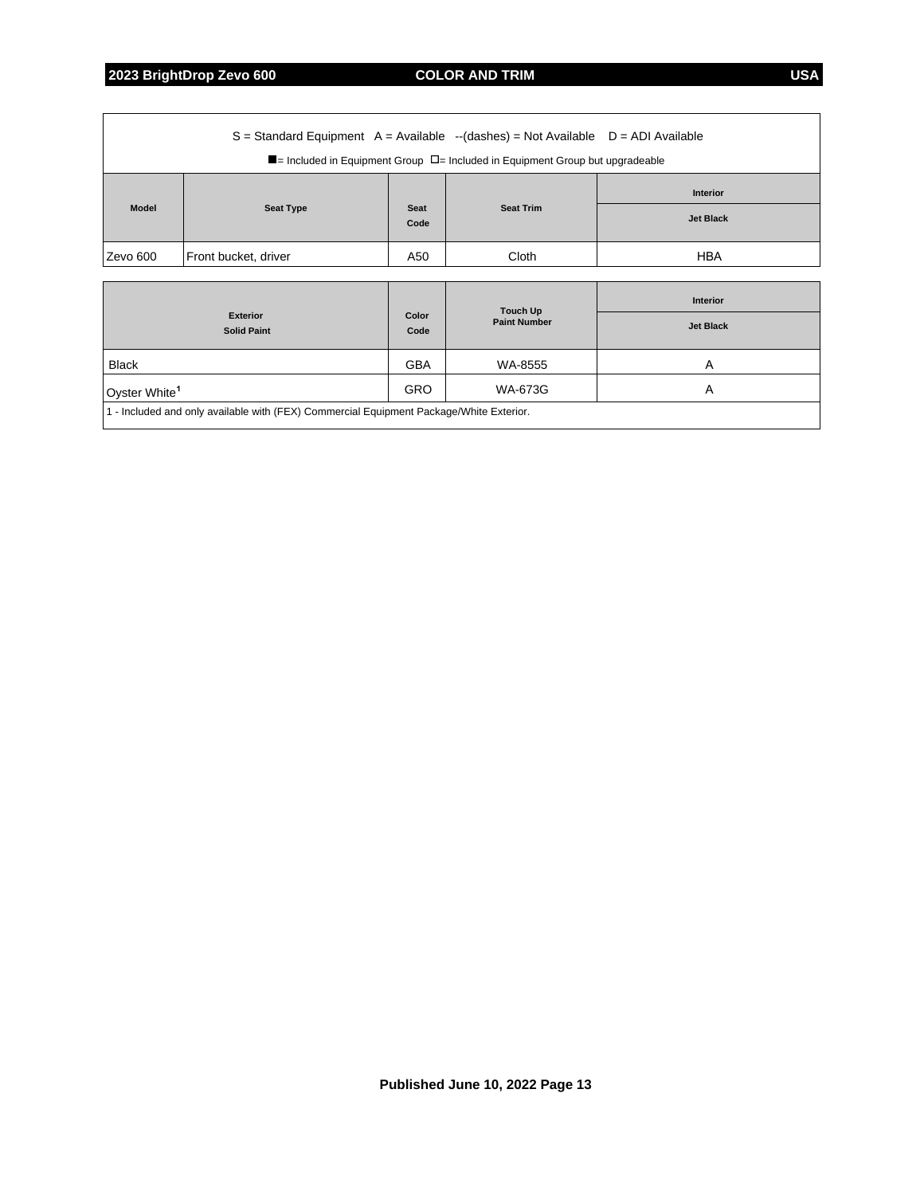S = Standard Equipment   A = Available   --(dashes) = Not Available   D = ADI Available

■= Included in Equipment Group  □= Included in Equipment Group but upgradeable

| Model | Seat Type | Seat Code | Seat Trim | Interior |
|---|---|---|---|---|
| | | | | Jet Black |
| Zevo 600 | Front bucket, driver | A50 | Cloth | HBA |

| Exterior Solid Paint | Color Code | Touch Up Paint Number | Interior |
|---|---|---|---|
| | | | Jet Black |
| Black | GBA | WA-8555 | A |
| Oyster White[1] | GRO | WA-673G | A |

1 - Included and only available with (FEX) Commercial Equipment Package/White Exterior.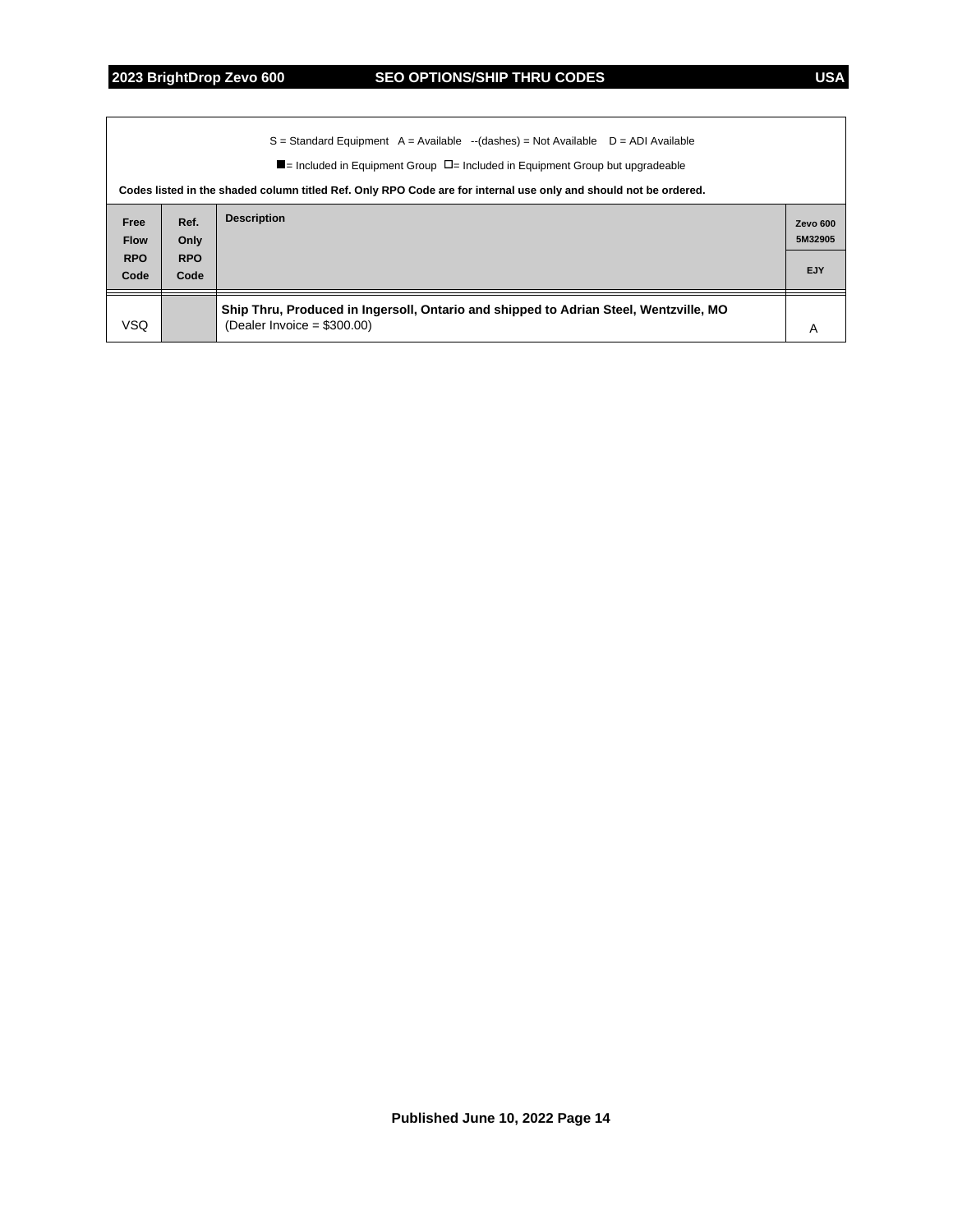S = Standard Equipment A = Available --(dashes) = Not Available D = ADI Available

■= Included in Equipment Group □= Included in Equipment Group but upgradeable

**Codes listed in the shaded column titled Ref. Only RPO Code are for internal use only and should not be ordered.**

| Free Flow RPO Code | Ref. Only RPO Code | Description | Zevo 600 5M32905 EJY |
|---|---|---|---|
| VSQ | | **Ship Thru, Produced in Ingersoll, Ontario and shipped to Adrian Steel, Wentzville, MO** (Dealer Invoice = $300.00) | A |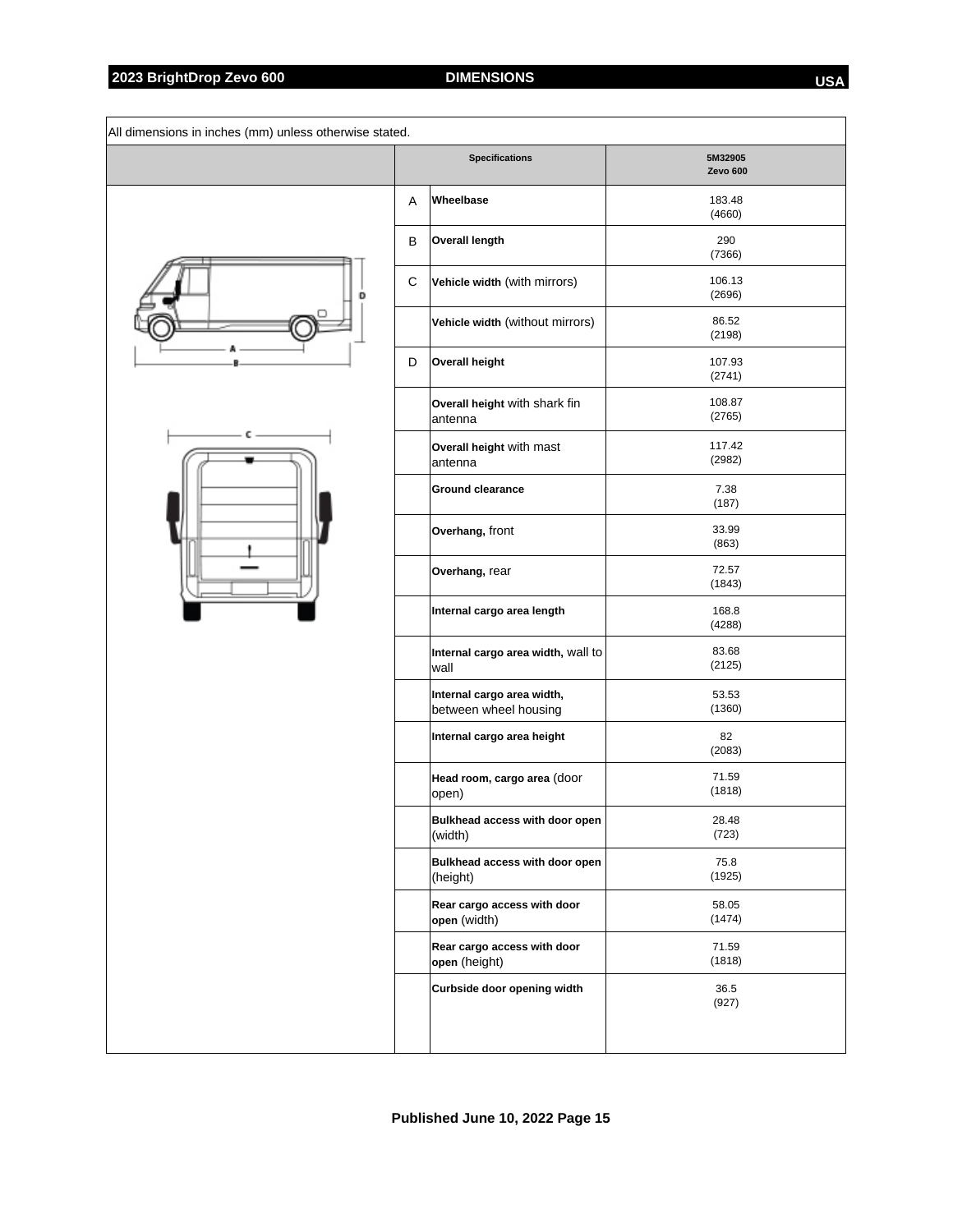## 2023 BrightDrop Zevo 600 — DIMENSIONS — USA

All dimensions in inches (mm) unless otherwise stated.

| | Specifications | 5M32905 Zevo 600 |
|---|---|---|
| A | **Wheelbase** | 183.48 (4660) |
| B | **Overall length** | 290 (7366) |
| C | **Vehicle width** (with mirrors) | 106.13 (2696) |
| | **Vehicle width** (without mirrors) | 86.52 (2198) |
| D | **Overall height** | 107.93 (2741) |
| | **Overall height** with shark fin antenna | 108.87 (2765) |
| | **Overall height** with mast antenna | 117.42 (2982) |
| | **Ground clearance** | 7.38 (187) |
| | **Overhang,** front | 33.99 (863) |
| | **Overhang,** rear | 72.57 (1843) |
| | **Internal cargo area length** | 168.8 (4288) |
| | **Internal cargo area width,** wall to wall | 83.68 (2125) |
| | **Internal cargo area width,** between wheel housing | 53.53 (1360) |
| | **Internal cargo area height** | 82 (2083) |
| | **Head room, cargo area** (door open) | 71.59 (1818) |
| | **Bulkhead access with door open** (width) | 28.48 (723) |
| | **Bulkhead access with door open** (height) | 75.8 (1925) |
| | **Rear cargo access with door open** (width) | 58.05 (1474) |
| | **Rear cargo access with door open** (height) | 71.59 (1818) |
| | **Curbside door opening width** | 36.5 (927) |

Published June 10, 2022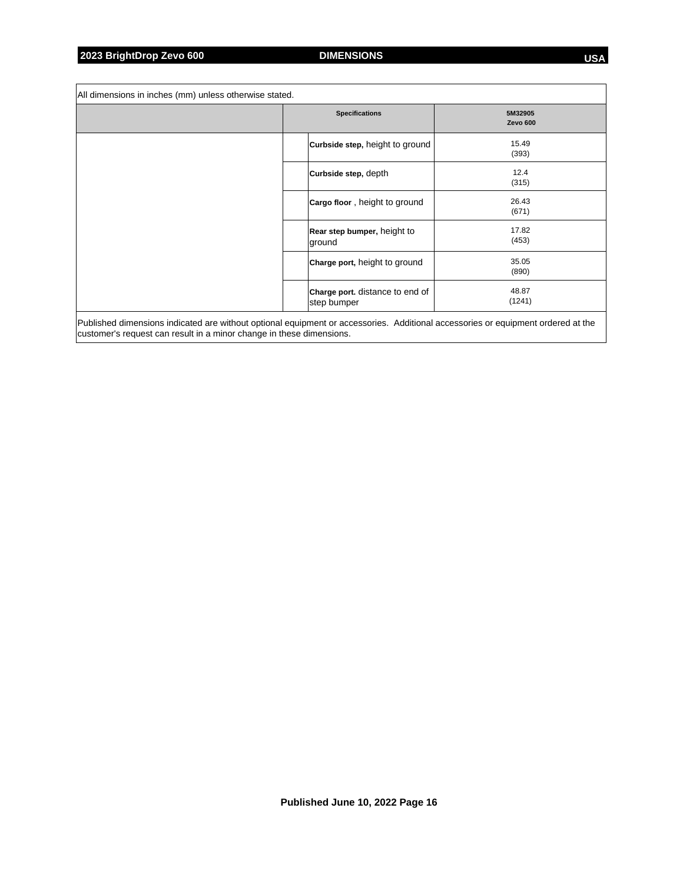All dimensions in inches (mm) unless otherwise stated.

| | | Specifications | 5M32905 Zevo 600 |
|---|---|---|---|
| | | **Curbside step,** height to ground | 15.49 (393) |
| | | **Curbside step,** depth | 12.4 (315) |
| | | **Cargo floor** , height to ground | 26.43 (671) |
| | | **Rear step bumper,** height to ground | 17.82 (453) |
| | | **Charge port,** height to ground | 35.05 (890) |
| | | **Charge port.** distance to end of step bumper | 48.87 (1241) |

Published dimensions indicated are without optional equipment or accessories. Additional accessories or equipment ordered at the customer's request can result in a minor change in these dimensions.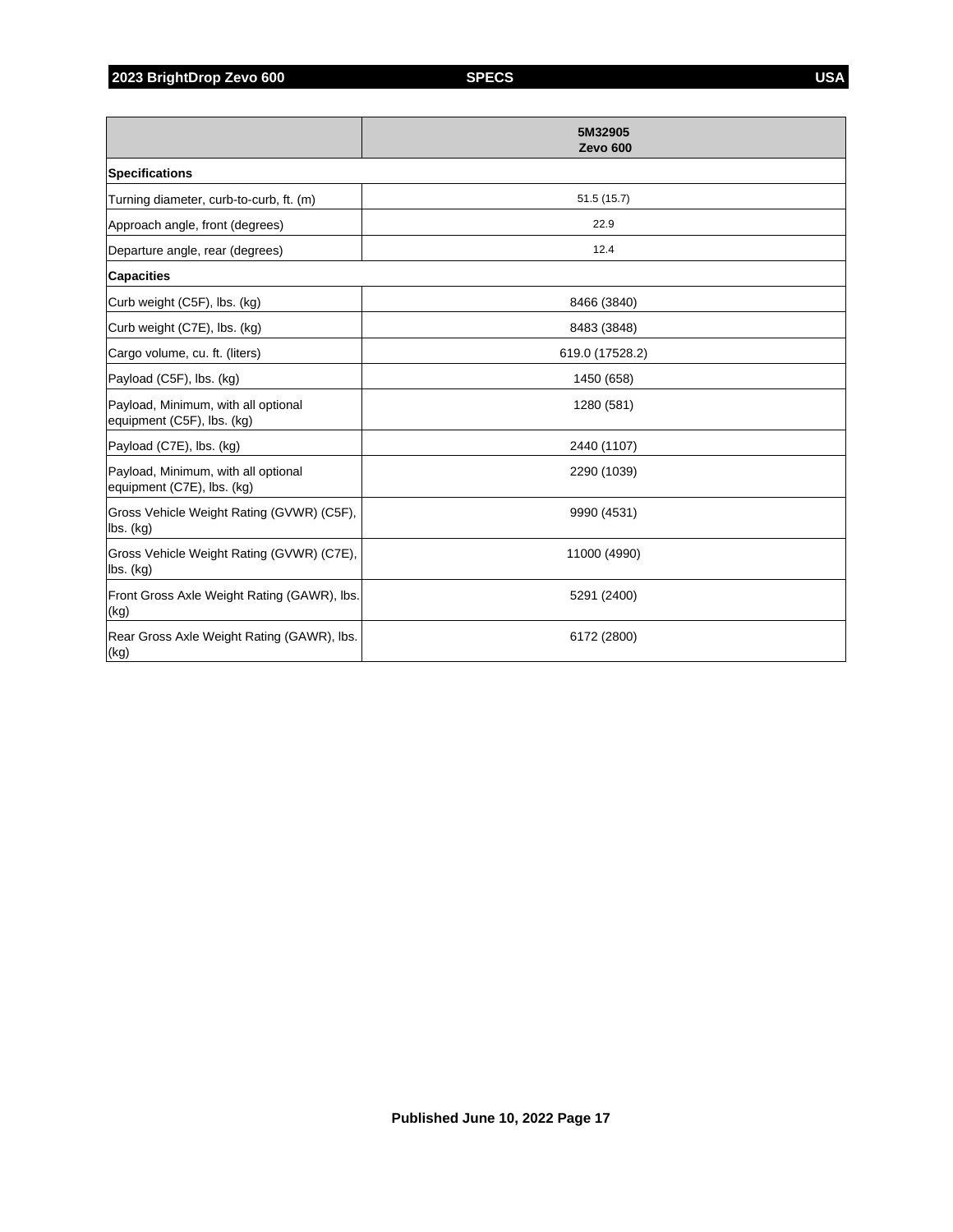| | 5M32905 Zevo 600 |
|---|---|
| **Specifications** | |
| Turning diameter, curb-to-curb, ft. (m) | 51.5 (15.7) |
| Approach angle, front (degrees) | 22.9 |
| Departure angle, rear (degrees) | 12.4 |
| **Capacities** | |
| Curb weight (C5F), lbs. (kg) | 8466 (3840) |
| Curb weight (C7E), lbs. (kg) | 8483 (3848) |
| Cargo volume, cu. ft. (liters) | 619.0 (17528.2) |
| Payload (C5F), lbs. (kg) | 1450 (658) |
| Payload, Minimum, with all optional equipment (C5F), lbs. (kg) | 1280 (581) |
| Payload (C7E), lbs. (kg) | 2440 (1107) |
| Payload, Minimum, with all optional equipment (C7E), lbs. (kg) | 2290 (1039) |
| Gross Vehicle Weight Rating (GVWR) (C5F), lbs. (kg) | 9990 (4531) |
| Gross Vehicle Weight Rating (GVWR) (C7E), lbs. (kg) | 11000 (4990) |
| Front Gross Axle Weight Rating (GAWR), lbs. (kg) | 5291 (2400) |
| Rear Gross Axle Weight Rating (GAWR), lbs. (kg) | 6172 (2800) |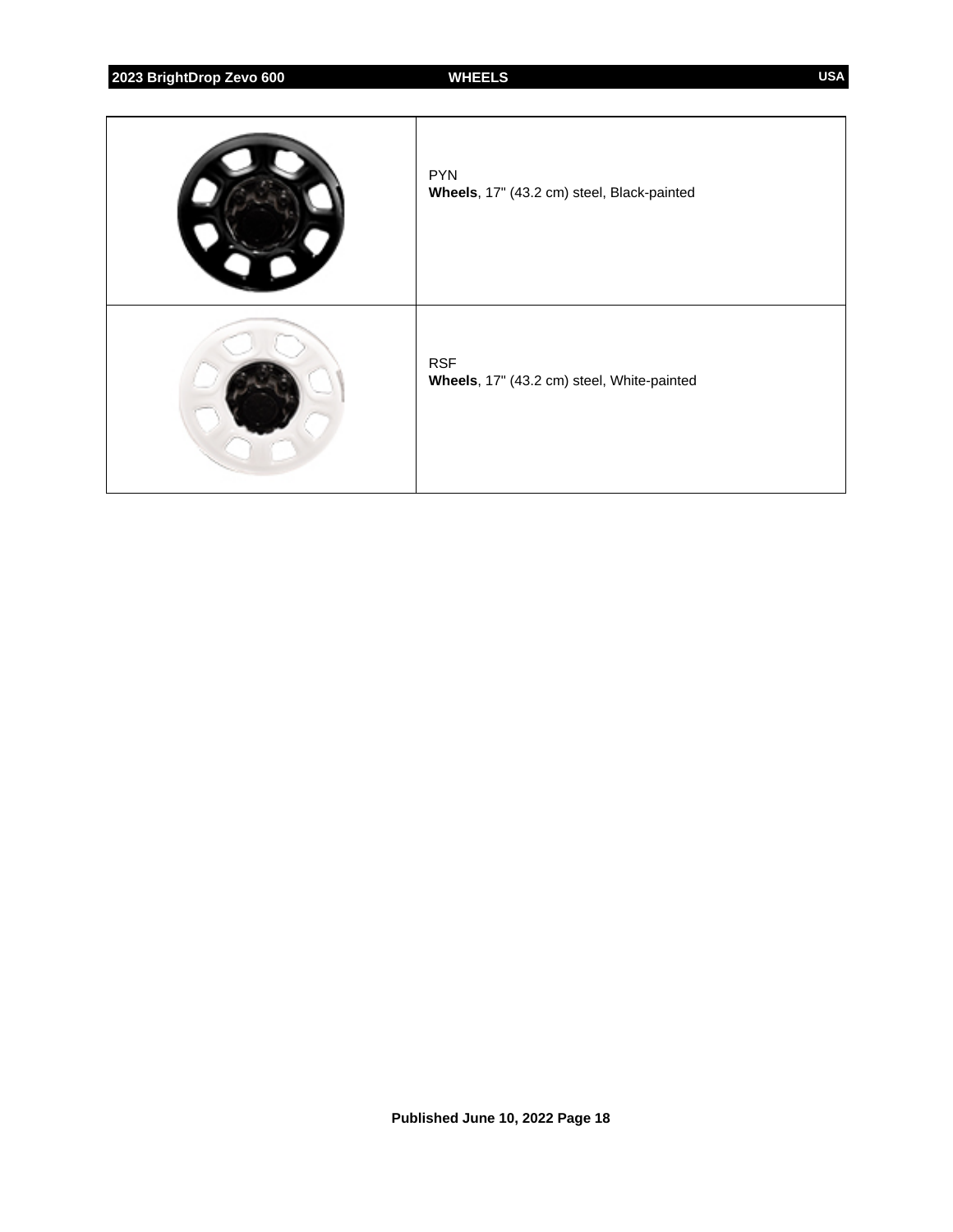| | |
|---|---|
| | PYN<br>**Wheels**, 17" (43.2 cm) steel, Black-painted |
| | RSF<br>**Wheels**, 17" (43.2 cm) steel, White-painted |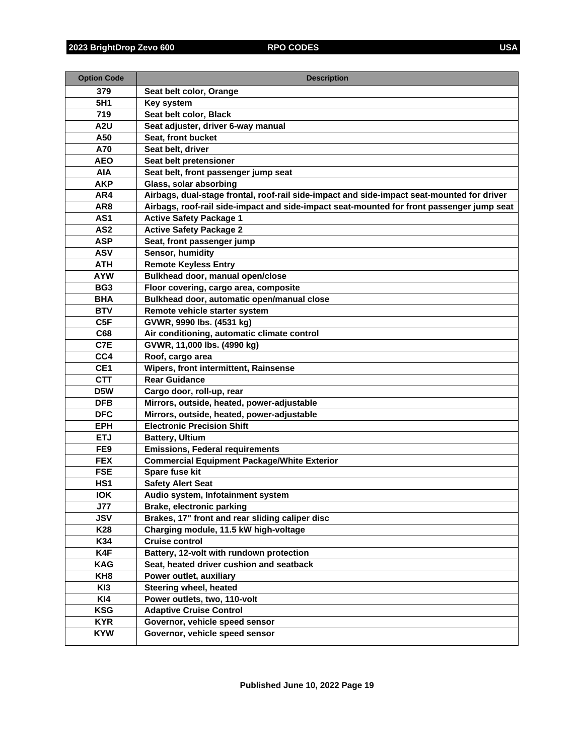| Option Code | Description |
|---|---|
| 379 | Seat belt color, Orange |
| 5H1 | Key system |
| 719 | Seat belt color, Black |
| A2U | Seat adjuster, driver 6-way manual |
| A50 | Seat, front bucket |
| A70 | Seat belt, driver |
| AEO | Seat belt pretensioner |
| AIA | Seat belt, front passenger jump seat |
| AKP | Glass, solar absorbing |
| AR4 | Airbags, dual-stage frontal, roof-rail side-impact and side-impact seat-mounted for driver |
| AR8 | Airbags, roof-rail side-impact and side-impact seat-mounted for front passenger jump seat |
| AS1 | Active Safety Package 1 |
| AS2 | Active Safety Package 2 |
| ASP | Seat, front passenger jump |
| ASV | Sensor, humidity |
| ATH | Remote Keyless Entry |
| AYW | Bulkhead door, manual open/close |
| BG3 | Floor covering, cargo area, composite |
| BHA | Bulkhead door, automatic open/manual close |
| BTV | Remote vehicle starter system |
| C5F | GVWR, 9990 lbs. (4531 kg) |
| C68 | Air conditioning, automatic climate control |
| C7E | GVWR, 11,000 lbs. (4990 kg) |
| CC4 | Roof, cargo area |
| CE1 | Wipers, front intermittent, Rainsense |
| CTT | Rear Guidance |
| D5W | Cargo door, roll-up, rear |
| DFB | Mirrors, outside, heated, power-adjustable |
| DFC | Mirrors, outside, heated, power-adjustable |
| EPH | Electronic Precision Shift |
| ETJ | Battery, Ultium |
| FE9 | Emissions, Federal requirements |
| FEX | Commercial Equipment Package/White Exterior |
| FSE | Spare fuse kit |
| HS1 | Safety Alert Seat |
| IOK | Audio system, Infotainment system |
| J77 | Brake, electronic parking |
| JSV | Brakes, 17" front and rear sliding caliper disc |
| K28 | Charging module, 11.5 kW high-voltage |
| K34 | Cruise control |
| K4F | Battery, 12-volt with rundown protection |
| KAG | Seat, heated driver cushion and seatback |
| KH8 | Power outlet, auxiliary |
| KI3 | Steering wheel, heated |
| KI4 | Power outlets, two, 110-volt |
| KSG | Adaptive Cruise Control |
| KYR | Governor, vehicle speed sensor |
| KYW | Governor, vehicle speed sensor |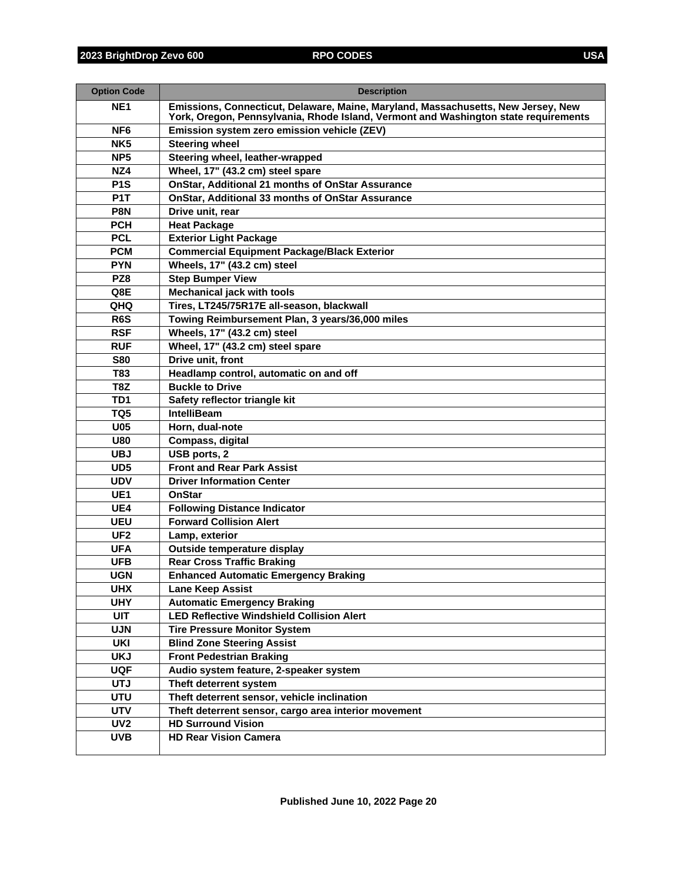| Option Code | Description |
|---|---|
| NE1 | Emissions, Connecticut, Delaware, Maine, Maryland, Massachusetts, New Jersey, New York, Oregon, Pennsylvania, Rhode Island, Vermont and Washington state requirements |
| NF6 | Emission system zero emission vehicle (ZEV) |
| NK5 | Steering wheel |
| NP5 | Steering wheel, leather-wrapped |
| NZ4 | Wheel, 17" (43.2 cm) steel spare |
| P1S | OnStar, Additional 21 months of OnStar Assurance |
| P1T | OnStar, Additional 33 months of OnStar Assurance |
| P8N | Drive unit, rear |
| PCH | Heat Package |
| PCL | Exterior Light Package |
| PCM | Commercial Equipment Package/Black Exterior |
| PYN | Wheels, 17" (43.2 cm) steel |
| PZ8 | Step Bumper View |
| Q8E | Mechanical jack with tools |
| QHQ | Tires, LT245/75R17E all-season, blackwall |
| R6S | Towing Reimbursement Plan, 3 years/36,000 miles |
| RSF | Wheels, 17" (43.2 cm) steel |
| RUF | Wheel, 17" (43.2 cm) steel spare |
| S80 | Drive unit, front |
| T83 | Headlamp control, automatic on and off |
| T8Z | Buckle to Drive |
| TD1 | Safety reflector triangle kit |
| TQ5 | IntelliBeam |
| U05 | Horn, dual-note |
| U80 | Compass, digital |
| UBJ | USB ports, 2 |
| UD5 | Front and Rear Park Assist |
| UDV | Driver Information Center |
| UE1 | OnStar |
| UE4 | Following Distance Indicator |
| UEU | Forward Collision Alert |
| UF2 | Lamp, exterior |
| UFA | Outside temperature display |
| UFB | Rear Cross Traffic Braking |
| UGN | Enhanced Automatic Emergency Braking |
| UHX | Lane Keep Assist |
| UHY | Automatic Emergency Braking |
| UIT | LED Reflective Windshield Collision Alert |
| UJN | Tire Pressure Monitor System |
| UKI | Blind Zone Steering Assist |
| UKJ | Front Pedestrian Braking |
| UQF | Audio system feature, 2-speaker system |
| UTJ | Theft deterrent system |
| UTU | Theft deterrent sensor, vehicle inclination |
| UTV | Theft deterrent sensor, cargo area interior movement |
| UV2 | HD Surround Vision |
| UVB | HD Rear Vision Camera |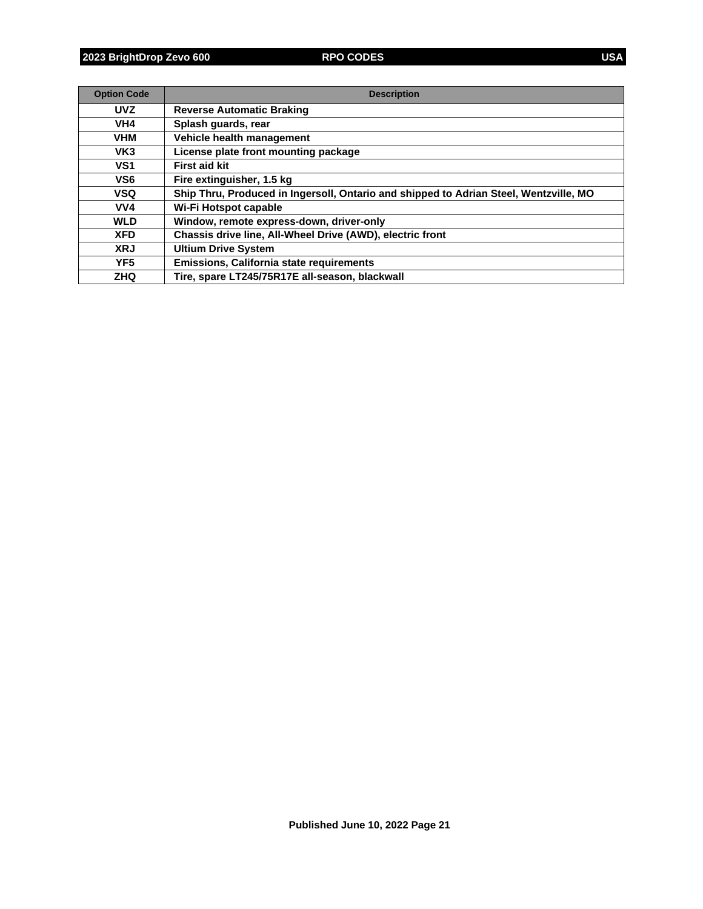| Option Code | Description |
| --- | --- |
| UVZ | Reverse Automatic Braking |
| VH4 | Splash guards, rear |
| VHM | Vehicle health management |
| VK3 | License plate front mounting package |
| VS1 | First aid kit |
| VS6 | Fire extinguisher, 1.5 kg |
| VSQ | Ship Thru, Produced in Ingersoll, Ontario and shipped to Adrian Steel, Wentzville, MO |
| VV4 | Wi-Fi Hotspot capable |
| WLD | Window, remote express-down, driver-only |
| XFD | Chassis drive line, All-Wheel Drive (AWD), electric front |
| XRJ | Ultium Drive System |
| YF5 | Emissions, California state requirements |
| ZHQ | Tire, spare LT245/75R17E all-season, blackwall |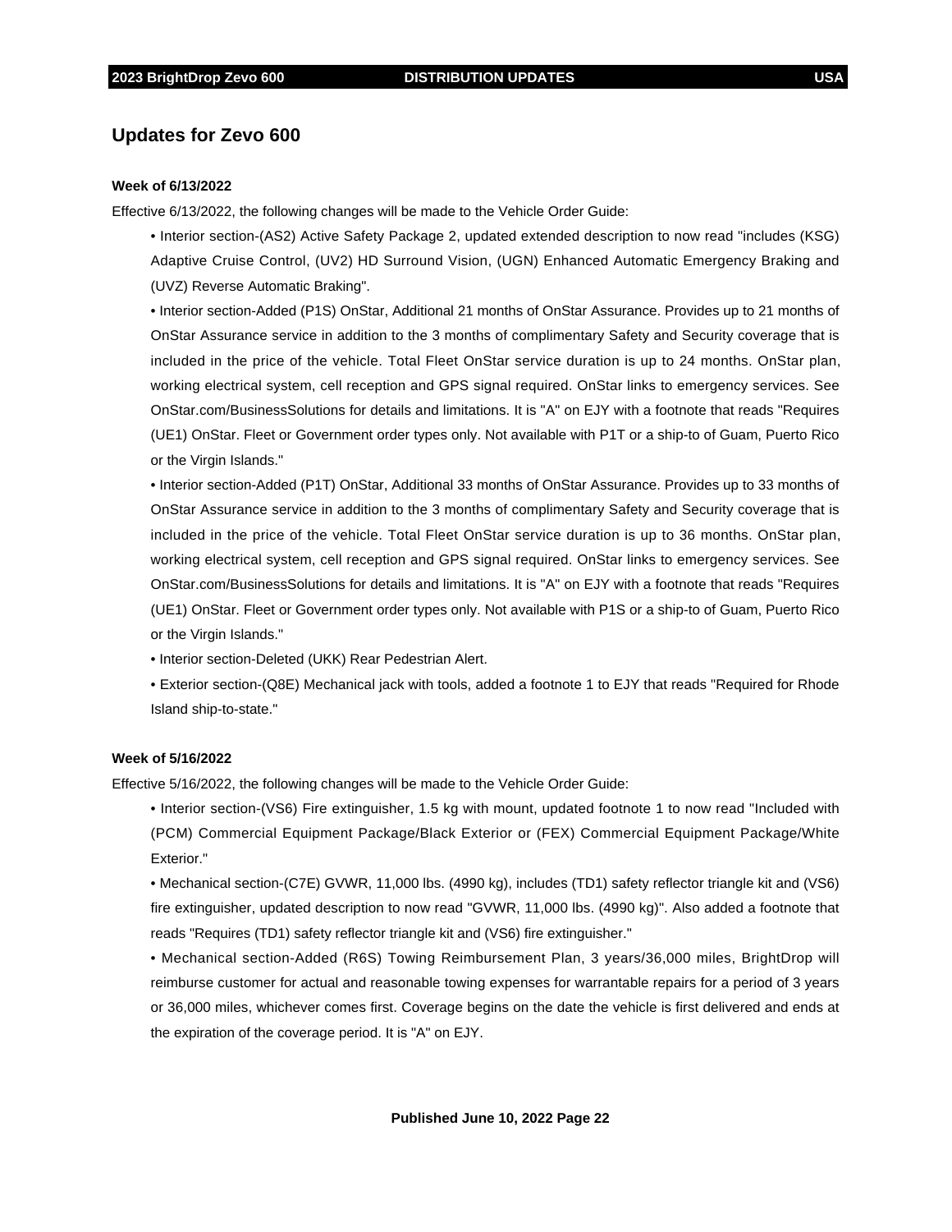## Updates for Zevo 600

**Week of 6/13/2022**

Effective 6/13/2022, the following changes will be made to the Vehicle Order Guide:

- Interior section-(AS2) Active Safety Package 2, updated extended description to now read "includes (KSG) Adaptive Cruise Control, (UV2) HD Surround Vision, (UGN) Enhanced Automatic Emergency Braking and (UVZ) Reverse Automatic Braking".
- Interior section-Added (P1S) OnStar, Additional 21 months of OnStar Assurance. Provides up to 21 months of OnStar Assurance service in addition to the 3 months of complimentary Safety and Security coverage that is included in the price of the vehicle. Total Fleet OnStar service duration is up to 24 months. OnStar plan, working electrical system, cell reception and GPS signal required. OnStar links to emergency services. See OnStar.com/BusinessSolutions for details and limitations. It is "A" on EJY with a footnote that reads "Requires (UE1) OnStar. Fleet or Government order types only. Not available with P1T or a ship-to of Guam, Puerto Rico or the Virgin Islands."
- Interior section-Added (P1T) OnStar, Additional 33 months of OnStar Assurance. Provides up to 33 months of OnStar Assurance service in addition to the 3 months of complimentary Safety and Security coverage that is included in the price of the vehicle. Total Fleet OnStar service duration is up to 36 months. OnStar plan, working electrical system, cell reception and GPS signal required. OnStar links to emergency services. See OnStar.com/BusinessSolutions for details and limitations. It is "A" on EJY with a footnote that reads "Requires (UE1) OnStar. Fleet or Government order types only. Not available with P1S or a ship-to of Guam, Puerto Rico or the Virgin Islands."
- Interior section-Deleted (UKK) Rear Pedestrian Alert.
- Exterior section-(Q8E) Mechanical jack with tools, added a footnote 1 to EJY that reads "Required for Rhode Island ship-to-state."

**Week of 5/16/2022**

Effective 5/16/2022, the following changes will be made to the Vehicle Order Guide:

- Interior section-(VS6) Fire extinguisher, 1.5 kg with mount, updated footnote 1 to now read "Included with (PCM) Commercial Equipment Package/Black Exterior or (FEX) Commercial Equipment Package/White Exterior."
- Mechanical section-(C7E) GVWR, 11,000 lbs. (4990 kg), includes (TD1) safety reflector triangle kit and (VS6) fire extinguisher, updated description to now read "GVWR, 11,000 lbs. (4990 kg)". Also added a footnote that reads "Requires (TD1) safety reflector triangle kit and (VS6) fire extinguisher."
- Mechanical section-Added (R6S) Towing Reimbursement Plan, 3 years/36,000 miles, BrightDrop will reimburse customer for actual and reasonable towing expenses for warrantable repairs for a period of 3 years or 36,000 miles, whichever comes first. Coverage begins on the date the vehicle is first delivered and ends at the expiration of the coverage period. It is "A" on EJY.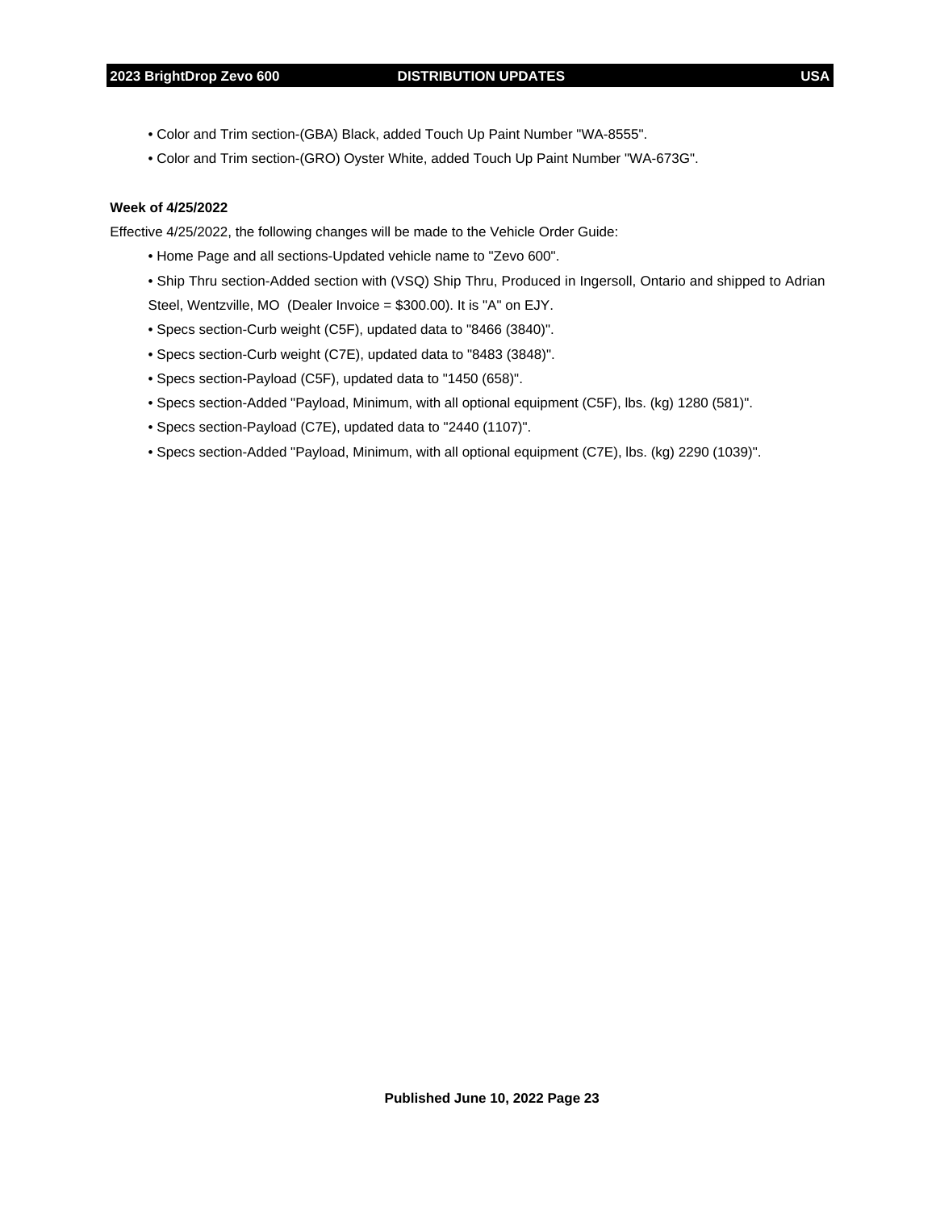- Color and Trim section-(GBA) Black, added Touch Up Paint Number "WA-8555".
- Color and Trim section-(GRO) Oyster White, added Touch Up Paint Number "WA-673G".

**Week of 4/25/2022**

Effective 4/25/2022, the following changes will be made to the Vehicle Order Guide:

- Home Page and all sections-Updated vehicle name to "Zevo 600".
- Ship Thru section-Added section with (VSQ) Ship Thru, Produced in Ingersoll, Ontario and shipped to Adrian Steel, Wentzville, MO (Dealer Invoice = $300.00). It is "A" on EJY.
- Specs section-Curb weight (C5F), updated data to "8466 (3840)".
- Specs section-Curb weight (C7E), updated data to "8483 (3848)".
- Specs section-Payload (C5F), updated data to "1450 (658)".
- Specs section-Added "Payload, Minimum, with all optional equipment (C5F), lbs. (kg) 1280 (581)".
- Specs section-Payload (C7E), updated data to "2440 (1107)".
- Specs section-Added "Payload, Minimum, with all optional equipment (C7E), lbs. (kg) 2290 (1039)".